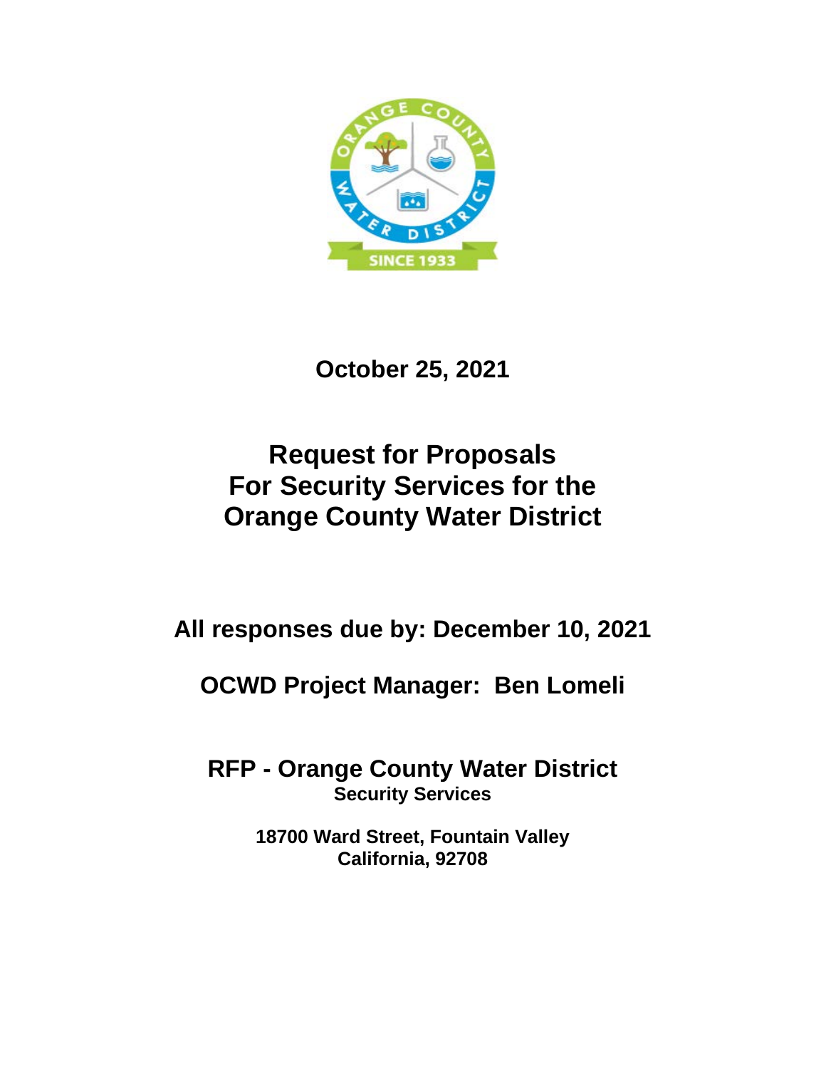**October 25, 2021**

# Request for Proposals For Security Services for the Orange County Water District

**All responses due by: December 10, 2021**

**OCWD Project Manager: Ben Lomeli**

## RFP - Orange County Water District

**Security Services**

**18700 Ward Street, Fountain Valley California, 92708**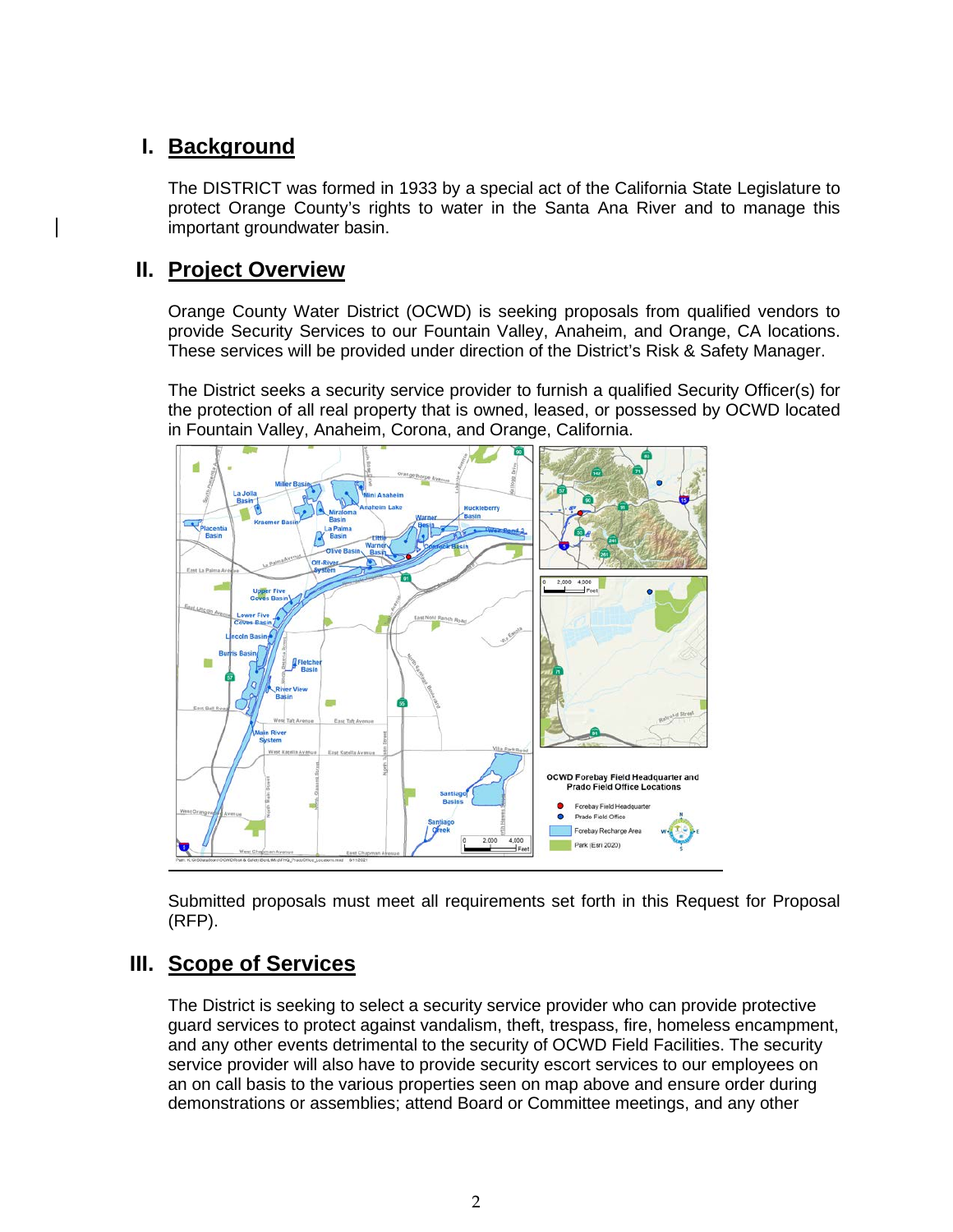## I. Background

The DISTRICT was formed in 1933 by a special act of the California State Legislature to protect Orange County's rights to water in the Santa Ana River and to manage this important groundwater basin.

## II. Project Overview

Orange County Water District (OCWD) is seeking proposals from qualified vendors to provide Security Services to our Fountain Valley, Anaheim, and Orange, CA locations. These services will be provided under direction of the District's Risk & Safety Manager.

The District seeks a security service provider to furnish a qualified Security Officer(s) for the protection of all real property that is owned, leased, or possessed by OCWD located in Fountain Valley, Anaheim, Corona, and Orange, California.

Submitted proposals must meet all requirements set forth in this Request for Proposal (RFP).

## III. Scope of Services

The District is seeking to select a security service provider who can provide protective guard services to protect against vandalism, theft, trespass, fire, homeless encampment, and any other events detrimental to the security of OCWD Field Facilities. The security service provider will also have to provide security escort services to our employees on an on call basis to the various properties seen on map above and ensure order during demonstrations or assemblies; attend Board or Committee meetings, and any other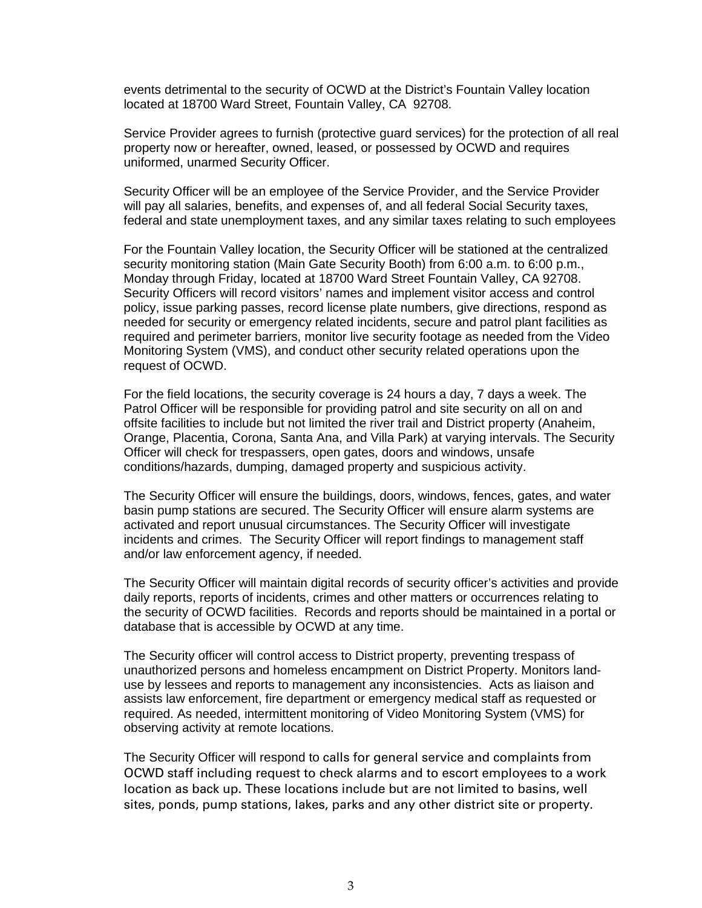events detrimental to the security of OCWD at the District's Fountain Valley location located at 18700 Ward Street, Fountain Valley, CA 92708.

Service Provider agrees to furnish (protective guard services) for the protection of all real property now or hereafter, owned, leased, or possessed by OCWD and requires uniformed, unarmed Security Officer.

Security Officer will be an employee of the Service Provider, and the Service Provider will pay all salaries, benefits, and expenses of, and all federal Social Security taxes, federal and state unemployment taxes, and any similar taxes relating to such employees

For the Fountain Valley location, the Security Officer will be stationed at the centralized security monitoring station (Main Gate Security Booth) from 6:00 a.m. to 6:00 p.m., Monday through Friday, located at 18700 Ward Street Fountain Valley, CA 92708. Security Officers will record visitors' names and implement visitor access and control policy, issue parking passes, record license plate numbers, give directions, respond as needed for security or emergency related incidents, secure and patrol plant facilities as required and perimeter barriers, monitor live security footage as needed from the Video Monitoring System (VMS), and conduct other security related operations upon the request of OCWD.

For the field locations, the security coverage is 24 hours a day, 7 days a week. The Patrol Officer will be responsible for providing patrol and site security on all on and offsite facilities to include but not limited the river trail and District property (Anaheim, Orange, Placentia, Corona, Santa Ana, and Villa Park) at varying intervals. The Security Officer will check for trespassers, open gates, doors and windows, unsafe conditions/hazards, dumping, damaged property and suspicious activity.

The Security Officer will ensure the buildings, doors, windows, fences, gates, and water basin pump stations are secured. The Security Officer will ensure alarm systems are activated and report unusual circumstances. The Security Officer will investigate incidents and crimes. The Security Officer will report findings to management staff and/or law enforcement agency, if needed.

The Security Officer will maintain digital records of security officer's activities and provide daily reports, reports of incidents, crimes and other matters or occurrences relating to the security of OCWD facilities. Records and reports should be maintained in a portal or database that is accessible by OCWD at any time.

The Security officer will control access to District property, preventing trespass of unauthorized persons and homeless encampment on District Property. Monitors land-use by lessees and reports to management any inconsistencies. Acts as liaison and assists law enforcement, fire department or emergency medical staff as requested or required. As needed, intermittent monitoring of Video Monitoring System (VMS) for observing activity at remote locations.

The Security Officer will respond to calls for general service and complaints from OCWD staff including request to check alarms and to escort employees to a work location as back up. These locations include but are not limited to basins, well sites, ponds, pump stations, lakes, parks and any other district site or property.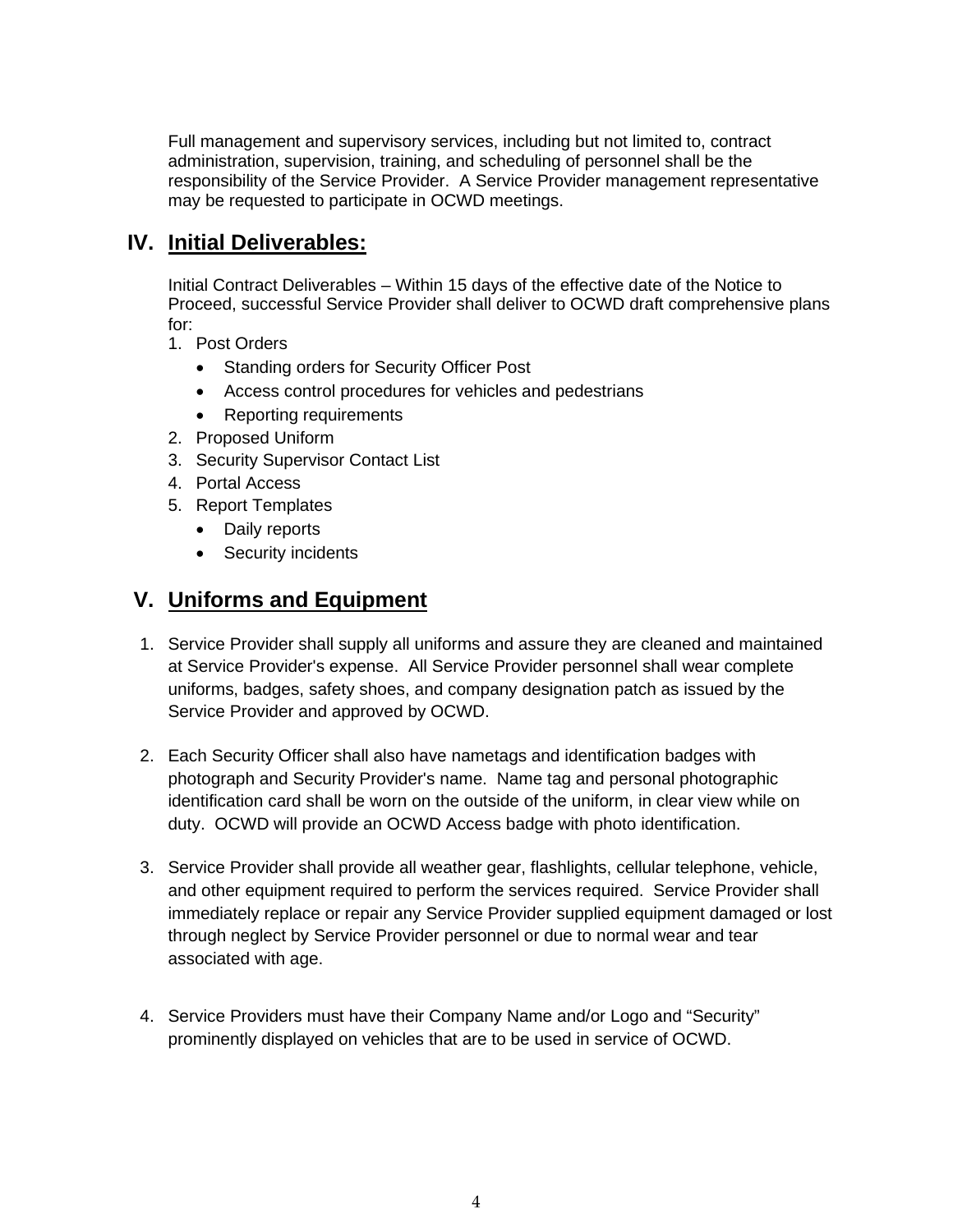Full management and supervisory services, including but not limited to, contract administration, supervision, training, and scheduling of personnel shall be the responsibility of the Service Provider. A Service Provider management representative may be requested to participate in OCWD meetings.

## IV. Initial Deliverables:

Initial Contract Deliverables – Within 15 days of the effective date of the Notice to Proceed, successful Service Provider shall deliver to OCWD draft comprehensive plans for:

1. Post Orders
   - Standing orders for Security Officer Post
   - Access control procedures for vehicles and pedestrians
   - Reporting requirements
2. Proposed Uniform
3. Security Supervisor Contact List
4. Portal Access
5. Report Templates
   - Daily reports
   - Security incidents

## V. Uniforms and Equipment

1. Service Provider shall supply all uniforms and assure they are cleaned and maintained at Service Provider's expense. All Service Provider personnel shall wear complete uniforms, badges, safety shoes, and company designation patch as issued by the Service Provider and approved by OCWD.

2. Each Security Officer shall also have nametags and identification badges with photograph and Security Provider's name. Name tag and personal photographic identification card shall be worn on the outside of the uniform, in clear view while on duty. OCWD will provide an OCWD Access badge with photo identification.

3. Service Provider shall provide all weather gear, flashlights, cellular telephone, vehicle, and other equipment required to perform the services required. Service Provider shall immediately replace or repair any Service Provider supplied equipment damaged or lost through neglect by Service Provider personnel or due to normal wear and tear associated with age.

4. Service Providers must have their Company Name and/or Logo and "Security" prominently displayed on vehicles that are to be used in service of OCWD.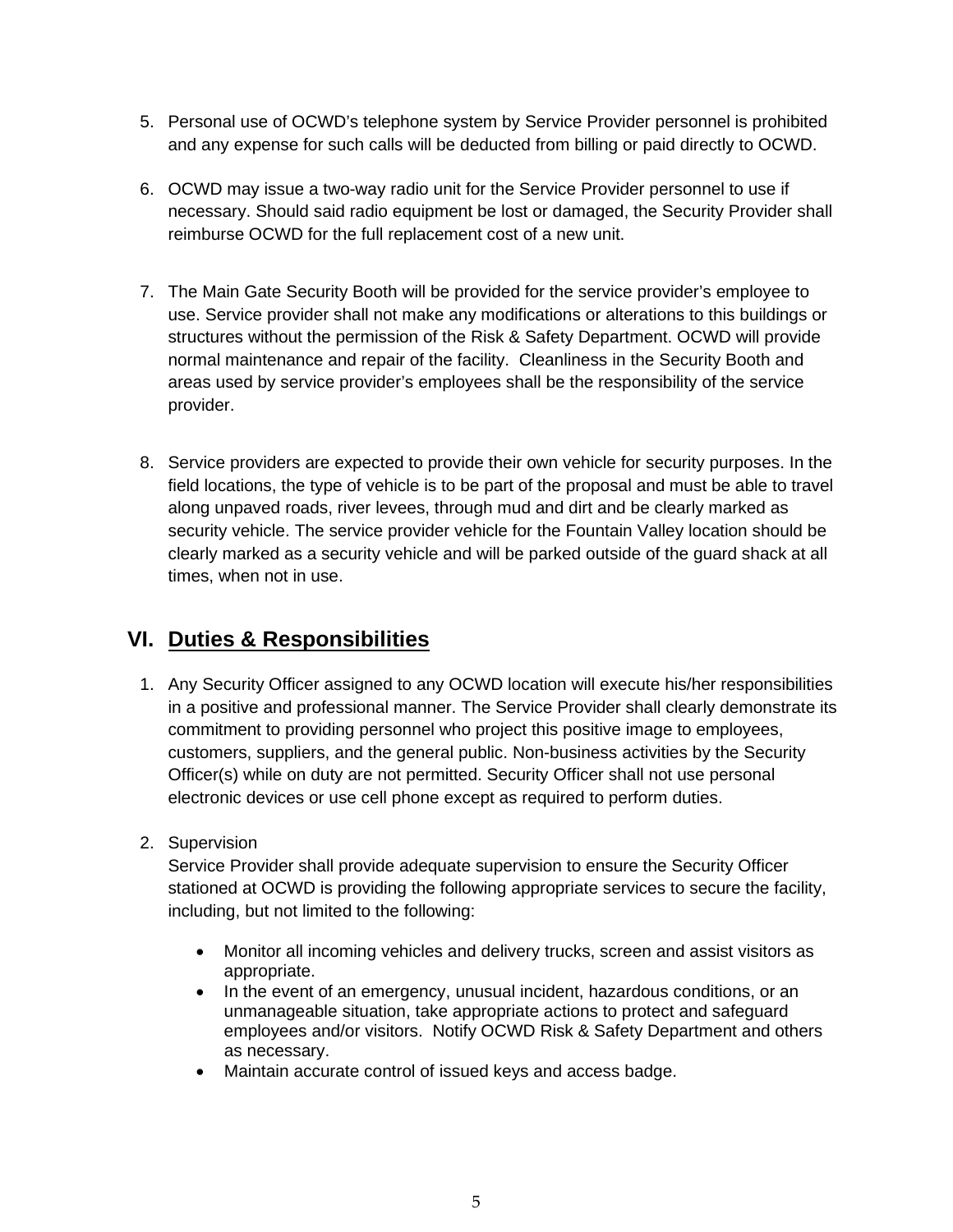5. Personal use of OCWD's telephone system by Service Provider personnel is prohibited and any expense for such calls will be deducted from billing or paid directly to OCWD.

6. OCWD may issue a two-way radio unit for the Service Provider personnel to use if necessary. Should said radio equipment be lost or damaged, the Security Provider shall reimburse OCWD for the full replacement cost of a new unit.

7. The Main Gate Security Booth will be provided for the service provider's employee to use. Service provider shall not make any modifications or alterations to this buildings or structures without the permission of the Risk & Safety Department. OCWD will provide normal maintenance and repair of the facility. Cleanliness in the Security Booth and areas used by service provider's employees shall be the responsibility of the service provider.

8. Service providers are expected to provide their own vehicle for security purposes. In the field locations, the type of vehicle is to be part of the proposal and must be able to travel along unpaved roads, river levees, through mud and dirt and be clearly marked as security vehicle. The service provider vehicle for the Fountain Valley location should be clearly marked as a security vehicle and will be parked outside of the guard shack at all times, when not in use.

## VI. Duties & Responsibilities

1. Any Security Officer assigned to any OCWD location will execute his/her responsibilities in a positive and professional manner. The Service Provider shall clearly demonstrate its commitment to providing personnel who project this positive image to employees, customers, suppliers, and the general public. Non-business activities by the Security Officer(s) while on duty are not permitted. Security Officer shall not use personal electronic devices or use cell phone except as required to perform duties.

2. Supervision
   Service Provider shall provide adequate supervision to ensure the Security Officer stationed at OCWD is providing the following appropriate services to secure the facility, including, but not limited to the following:

   - Monitor all incoming vehicles and delivery trucks, screen and assist visitors as appropriate.
   - In the event of an emergency, unusual incident, hazardous conditions, or an unmanageable situation, take appropriate actions to protect and safeguard employees and/or visitors. Notify OCWD Risk & Safety Department and others as necessary.
   - Maintain accurate control of issued keys and access badge.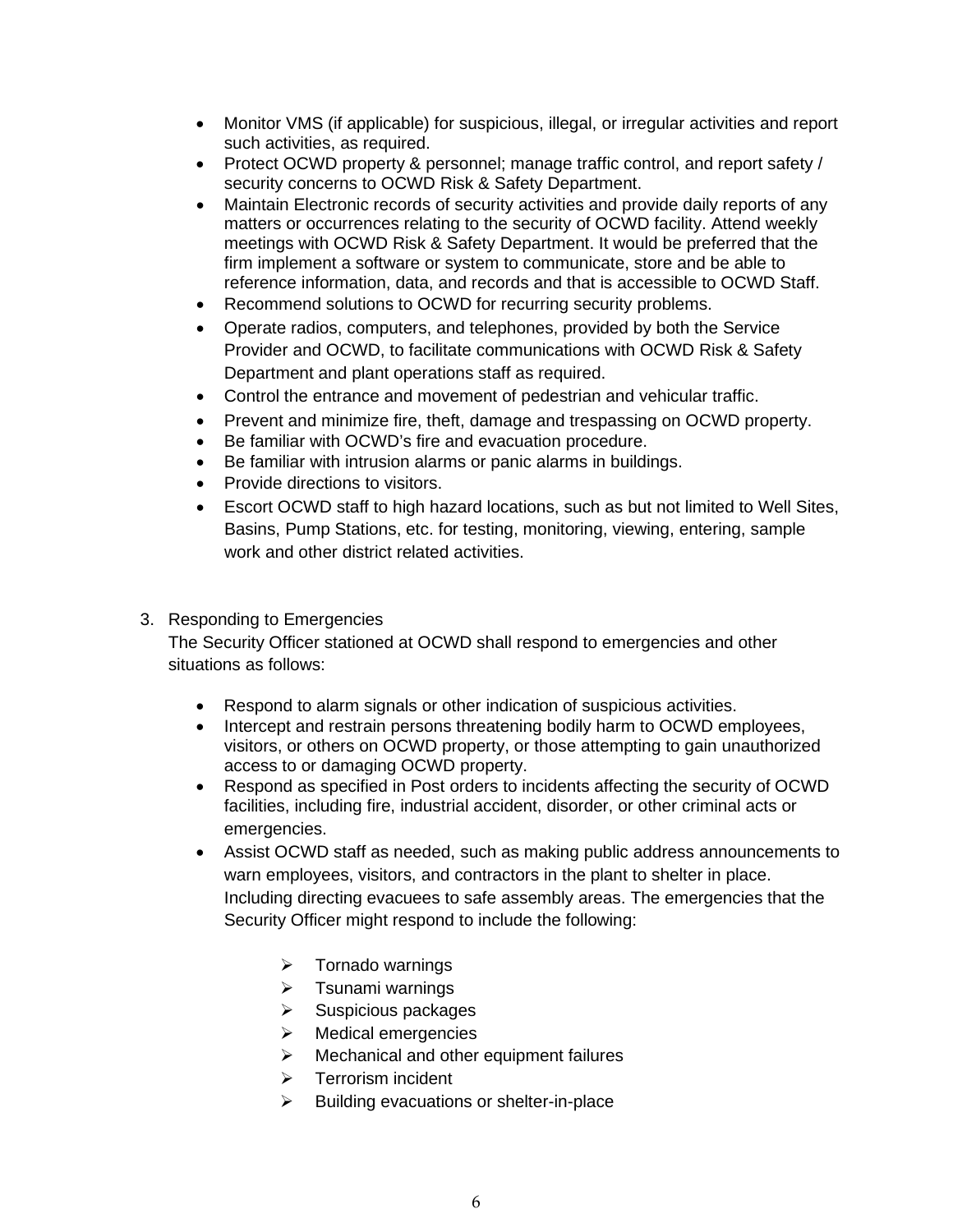- Monitor VMS (if applicable) for suspicious, illegal, or irregular activities and report such activities, as required.
- Protect OCWD property & personnel; manage traffic control, and report safety / security concerns to OCWD Risk & Safety Department.
- Maintain Electronic records of security activities and provide daily reports of any matters or occurrences relating to the security of OCWD facility. Attend weekly meetings with OCWD Risk & Safety Department. It would be preferred that the firm implement a software or system to communicate, store and be able to reference information, data, and records and that is accessible to OCWD Staff.
- Recommend solutions to OCWD for recurring security problems.
- Operate radios, computers, and telephones, provided by both the Service Provider and OCWD, to facilitate communications with OCWD Risk & Safety Department and plant operations staff as required.
- Control the entrance and movement of pedestrian and vehicular traffic.
- Prevent and minimize fire, theft, damage and trespassing on OCWD property.
- Be familiar with OCWD's fire and evacuation procedure.
- Be familiar with intrusion alarms or panic alarms in buildings.
- Provide directions to visitors.
- Escort OCWD staff to high hazard locations, such as but not limited to Well Sites, Basins, Pump Stations, etc. for testing, monitoring, viewing, entering, sample work and other district related activities.

3. Responding to Emergencies

The Security Officer stationed at OCWD shall respond to emergencies and other situations as follows:

- Respond to alarm signals or other indication of suspicious activities.
- Intercept and restrain persons threatening bodily harm to OCWD employees, visitors, or others on OCWD property, or those attempting to gain unauthorized access to or damaging OCWD property.
- Respond as specified in Post orders to incidents affecting the security of OCWD facilities, including fire, industrial accident, disorder, or other criminal acts or emergencies.
- Assist OCWD staff as needed, such as making public address announcements to warn employees, visitors, and contractors in the plant to shelter in place. Including directing evacuees to safe assembly areas. The emergencies that the Security Officer might respond to include the following:
  - Tornado warnings
  - Tsunami warnings
  - Suspicious packages
  - Medical emergencies
  - Mechanical and other equipment failures
  - Terrorism incident
  - Building evacuations or shelter-in-place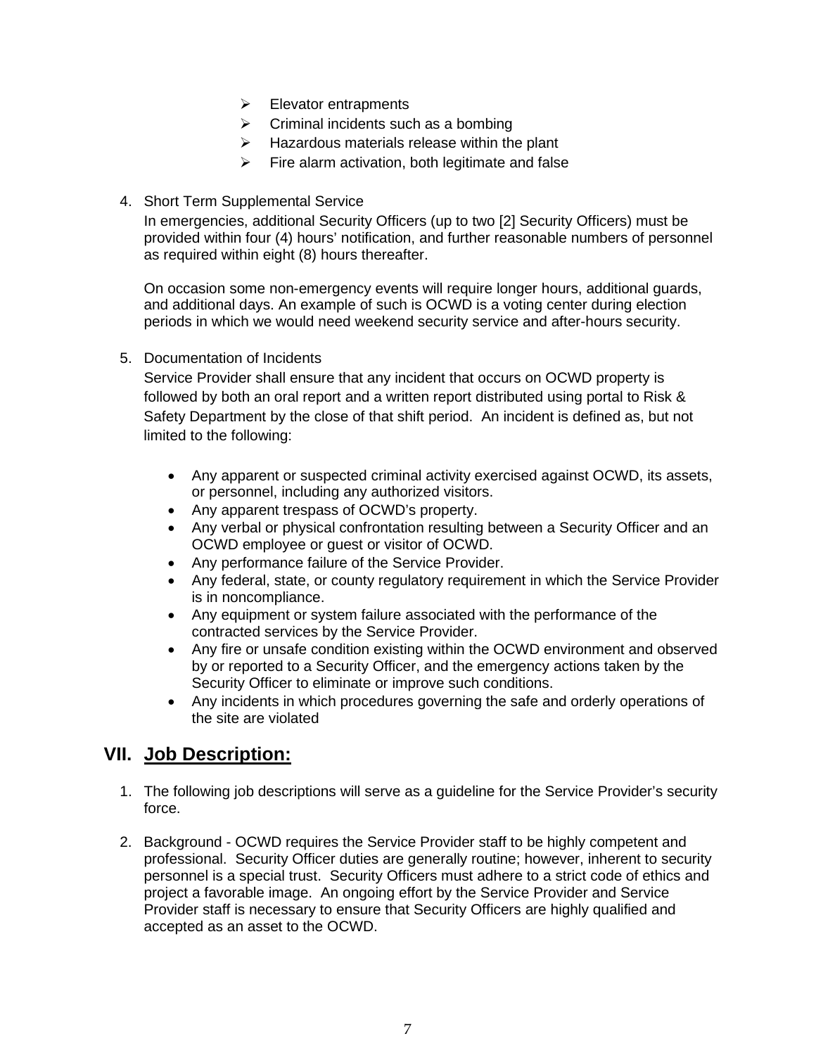- Elevator entrapments
- Criminal incidents such as a bombing
- Hazardous materials release within the plant
- Fire alarm activation, both legitimate and false

4. Short Term Supplemental Service

   In emergencies, additional Security Officers (up to two [2] Security Officers) must be provided within four (4) hours' notification, and further reasonable numbers of personnel as required within eight (8) hours thereafter.

   On occasion some non-emergency events will require longer hours, additional guards, and additional days. An example of such is OCWD is a voting center during election periods in which we would need weekend security service and after-hours security.

5. Documentation of Incidents

   Service Provider shall ensure that any incident that occurs on OCWD property is followed by both an oral report and a written report distributed using portal to Risk & Safety Department by the close of that shift period. An incident is defined as, but not limited to the following:

   - Any apparent or suspected criminal activity exercised against OCWD, its assets, or personnel, including any authorized visitors.
   - Any apparent trespass of OCWD's property.
   - Any verbal or physical confrontation resulting between a Security Officer and an OCWD employee or guest or visitor of OCWD.
   - Any performance failure of the Service Provider.
   - Any federal, state, or county regulatory requirement in which the Service Provider is in noncompliance.
   - Any equipment or system failure associated with the performance of the contracted services by the Service Provider.
   - Any fire or unsafe condition existing within the OCWD environment and observed by or reported to a Security Officer, and the emergency actions taken by the Security Officer to eliminate or improve such conditions.
   - Any incidents in which procedures governing the safe and orderly operations of the site are violated

## VII. Job Description:

1. The following job descriptions will serve as a guideline for the Service Provider's security force.

2. Background - OCWD requires the Service Provider staff to be highly competent and professional. Security Officer duties are generally routine; however, inherent to security personnel is a special trust. Security Officers must adhere to a strict code of ethics and project a favorable image. An ongoing effort by the Service Provider and Service Provider staff is necessary to ensure that Security Officers are highly qualified and accepted as an asset to the OCWD.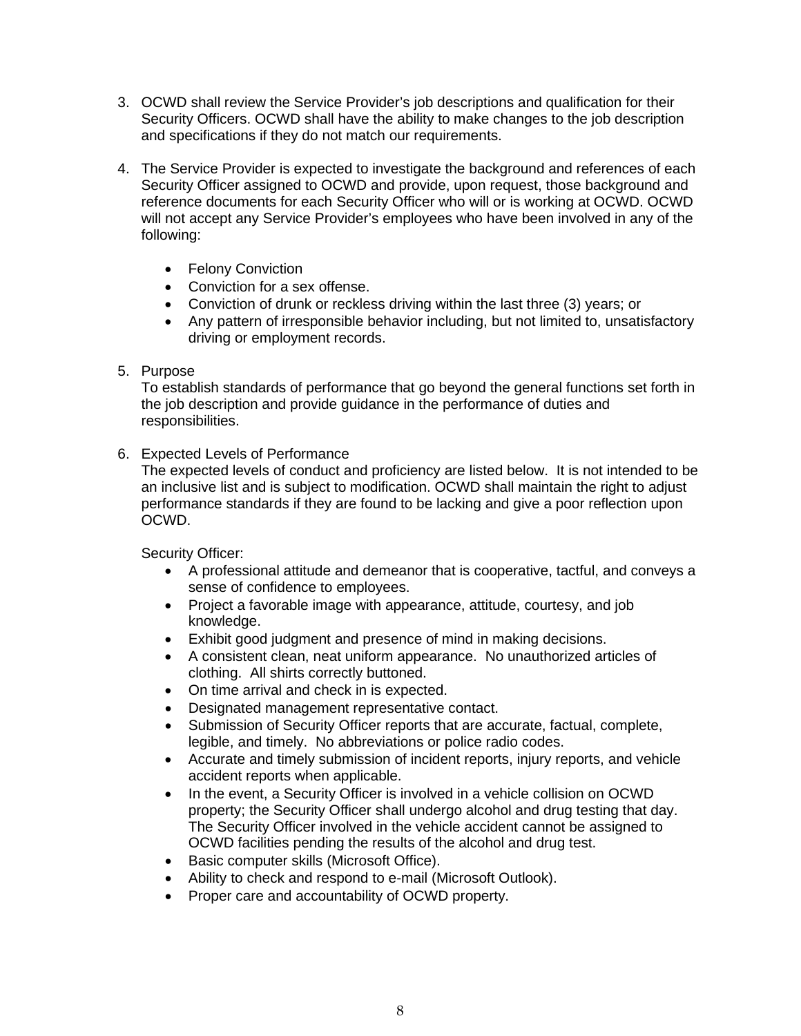3. OCWD shall review the Service Provider's job descriptions and qualification for their Security Officers. OCWD shall have the ability to make changes to the job description and specifications if they do not match our requirements.

4. The Service Provider is expected to investigate the background and references of each Security Officer assigned to OCWD and provide, upon request, those background and reference documents for each Security Officer who will or is working at OCWD. OCWD will not accept any Service Provider's employees who have been involved in any of the following:

   - Felony Conviction
   - Conviction for a sex offense.
   - Conviction of drunk or reckless driving within the last three (3) years; or
   - Any pattern of irresponsible behavior including, but not limited to, unsatisfactory driving or employment records.

5. Purpose
   To establish standards of performance that go beyond the general functions set forth in the job description and provide guidance in the performance of duties and responsibilities.

6. Expected Levels of Performance
   The expected levels of conduct and proficiency are listed below. It is not intended to be an inclusive list and is subject to modification. OCWD shall maintain the right to adjust performance standards if they are found to be lacking and give a poor reflection upon OCWD.

   Security Officer:
   - A professional attitude and demeanor that is cooperative, tactful, and conveys a sense of confidence to employees.
   - Project a favorable image with appearance, attitude, courtesy, and job knowledge.
   - Exhibit good judgment and presence of mind in making decisions.
   - A consistent clean, neat uniform appearance. No unauthorized articles of clothing. All shirts correctly buttoned.
   - On time arrival and check in is expected.
   - Designated management representative contact.
   - Submission of Security Officer reports that are accurate, factual, complete, legible, and timely. No abbreviations or police radio codes.
   - Accurate and timely submission of incident reports, injury reports, and vehicle accident reports when applicable.
   - In the event, a Security Officer is involved in a vehicle collision on OCWD property; the Security Officer shall undergo alcohol and drug testing that day. The Security Officer involved in the vehicle accident cannot be assigned to OCWD facilities pending the results of the alcohol and drug test.
   - Basic computer skills (Microsoft Office).
   - Ability to check and respond to e-mail (Microsoft Outlook).
   - Proper care and accountability of OCWD property.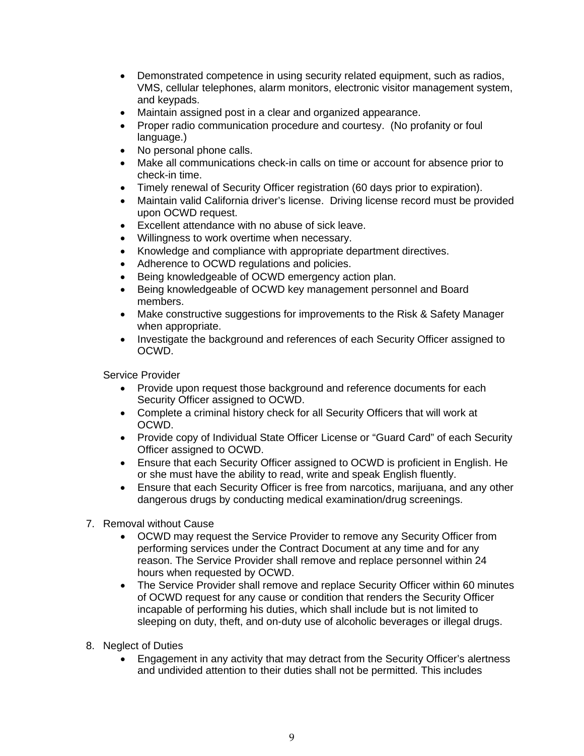- Demonstrated competence in using security related equipment, such as radios, VMS, cellular telephones, alarm monitors, electronic visitor management system, and keypads.
- Maintain assigned post in a clear and organized appearance.
- Proper radio communication procedure and courtesy. (No profanity or foul language.)
- No personal phone calls.
- Make all communications check-in calls on time or account for absence prior to check-in time.
- Timely renewal of Security Officer registration (60 days prior to expiration).
- Maintain valid California driver's license. Driving license record must be provided upon OCWD request.
- Excellent attendance with no abuse of sick leave.
- Willingness to work overtime when necessary.
- Knowledge and compliance with appropriate department directives.
- Adherence to OCWD regulations and policies.
- Being knowledgeable of OCWD emergency action plan.
- Being knowledgeable of OCWD key management personnel and Board members.
- Make constructive suggestions for improvements to the Risk & Safety Manager when appropriate.
- Investigate the background and references of each Security Officer assigned to OCWD.

Service Provider

- Provide upon request those background and reference documents for each Security Officer assigned to OCWD.
- Complete a criminal history check for all Security Officers that will work at OCWD.
- Provide copy of Individual State Officer License or "Guard Card" of each Security Officer assigned to OCWD.
- Ensure that each Security Officer assigned to OCWD is proficient in English. He or she must have the ability to read, write and speak English fluently.
- Ensure that each Security Officer is free from narcotics, marijuana, and any other dangerous drugs by conducting medical examination/drug screenings.

7. Removal without Cause
    - OCWD may request the Service Provider to remove any Security Officer from performing services under the Contract Document at any time and for any reason. The Service Provider shall remove and replace personnel within 24 hours when requested by OCWD.
    - The Service Provider shall remove and replace Security Officer within 60 minutes of OCWD request for any cause or condition that renders the Security Officer incapable of performing his duties, which shall include but is not limited to sleeping on duty, theft, and on-duty use of alcoholic beverages or illegal drugs.

8. Neglect of Duties
    - Engagement in any activity that may detract from the Security Officer's alertness and undivided attention to their duties shall not be permitted. This includes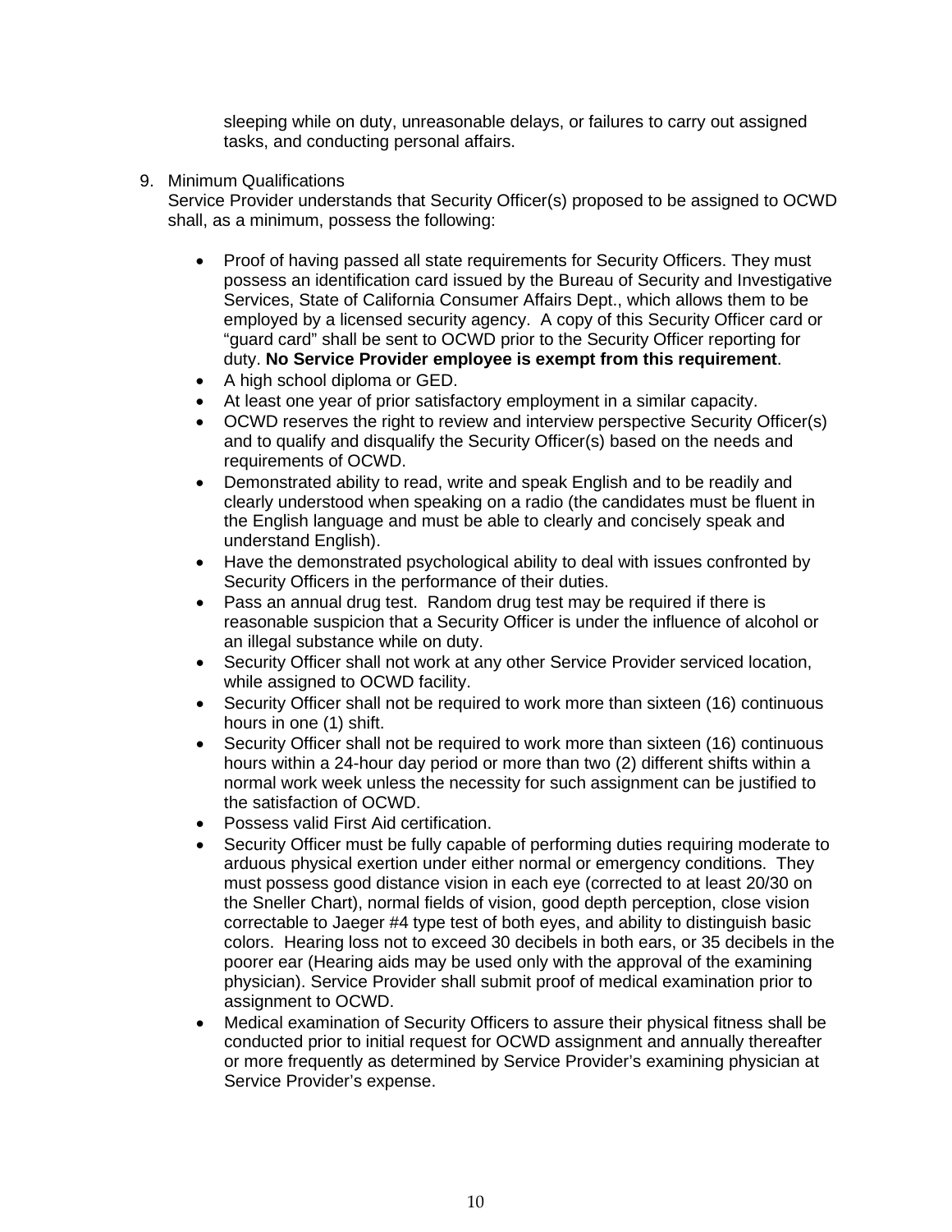sleeping while on duty, unreasonable delays, or failures to carry out assigned tasks, and conducting personal affairs.

9. Minimum Qualifications
   Service Provider understands that Security Officer(s) proposed to be assigned to OCWD shall, as a minimum, possess the following:

   - Proof of having passed all state requirements for Security Officers. They must possess an identification card issued by the Bureau of Security and Investigative Services, State of California Consumer Affairs Dept., which allows them to be employed by a licensed security agency. A copy of this Security Officer card or "guard card" shall be sent to OCWD prior to the Security Officer reporting for duty. **No Service Provider employee is exempt from this requirement**.
   - A high school diploma or GED.
   - At least one year of prior satisfactory employment in a similar capacity.
   - OCWD reserves the right to review and interview perspective Security Officer(s) and to qualify and disqualify the Security Officer(s) based on the needs and requirements of OCWD.
   - Demonstrated ability to read, write and speak English and to be readily and clearly understood when speaking on a radio (the candidates must be fluent in the English language and must be able to clearly and concisely speak and understand English).
   - Have the demonstrated psychological ability to deal with issues confronted by Security Officers in the performance of their duties.
   - Pass an annual drug test. Random drug test may be required if there is reasonable suspicion that a Security Officer is under the influence of alcohol or an illegal substance while on duty.
   - Security Officer shall not work at any other Service Provider serviced location, while assigned to OCWD facility.
   - Security Officer shall not be required to work more than sixteen (16) continuous hours in one (1) shift.
   - Security Officer shall not be required to work more than sixteen (16) continuous hours within a 24-hour day period or more than two (2) different shifts within a normal work week unless the necessity for such assignment can be justified to the satisfaction of OCWD.
   - Possess valid First Aid certification.
   - Security Officer must be fully capable of performing duties requiring moderate to arduous physical exertion under either normal or emergency conditions. They must possess good distance vision in each eye (corrected to at least 20/30 on the Sneller Chart), normal fields of vision, good depth perception, close vision correctable to Jaeger #4 type test of both eyes, and ability to distinguish basic colors. Hearing loss not to exceed 30 decibels in both ears, or 35 decibels in the poorer ear (Hearing aids may be used only with the approval of the examining physician). Service Provider shall submit proof of medical examination prior to assignment to OCWD.
   - Medical examination of Security Officers to assure their physical fitness shall be conducted prior to initial request for OCWD assignment and annually thereafter or more frequently as determined by Service Provider's examining physician at Service Provider's expense.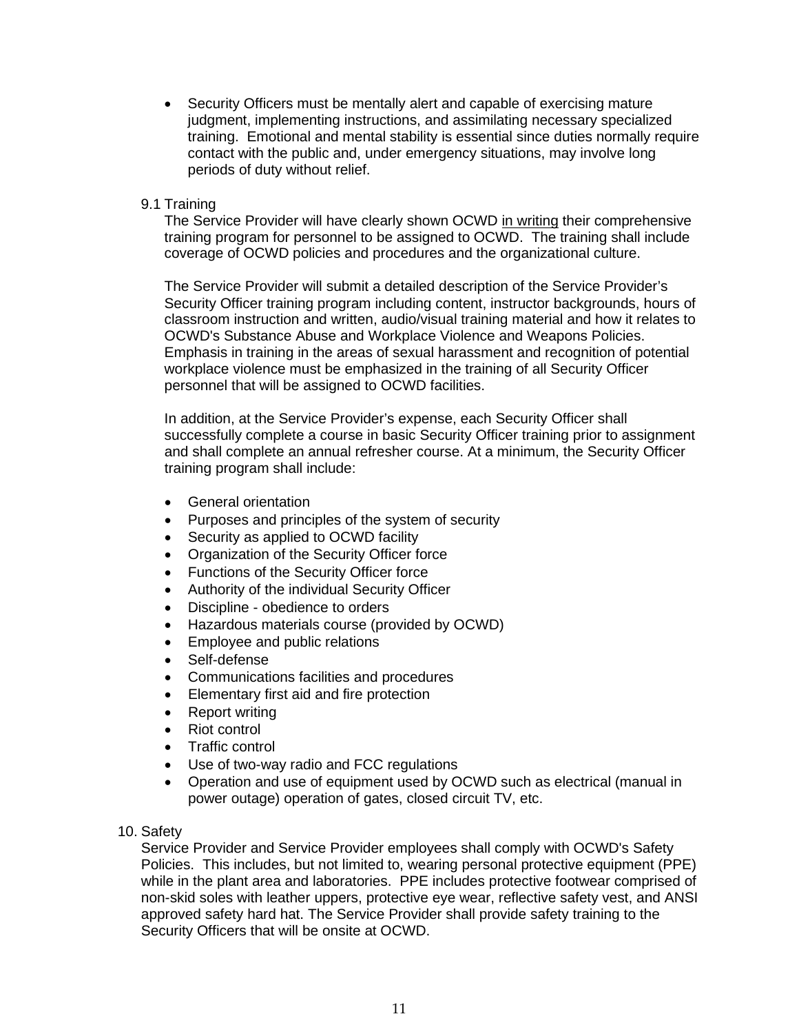- Security Officers must be mentally alert and capable of exercising mature judgment, implementing instructions, and assimilating necessary specialized training. Emotional and mental stability is essential since duties normally require contact with the public and, under emergency situations, may involve long periods of duty without relief.

### 9.1 Training

The Service Provider will have clearly shown OCWD <u>in writing</u> their comprehensive training program for personnel to be assigned to OCWD. The training shall include coverage of OCWD policies and procedures and the organizational culture.

The Service Provider will submit a detailed description of the Service Provider's Security Officer training program including content, instructor backgrounds, hours of classroom instruction and written, audio/visual training material and how it relates to OCWD's Substance Abuse and Workplace Violence and Weapons Policies. Emphasis in training in the areas of sexual harassment and recognition of potential workplace violence must be emphasized in the training of all Security Officer personnel that will be assigned to OCWD facilities.

In addition, at the Service Provider's expense, each Security Officer shall successfully complete a course in basic Security Officer training prior to assignment and shall complete an annual refresher course. At a minimum, the Security Officer training program shall include:

- General orientation
- Purposes and principles of the system of security
- Security as applied to OCWD facility
- Organization of the Security Officer force
- Functions of the Security Officer force
- Authority of the individual Security Officer
- Discipline - obedience to orders
- Hazardous materials course (provided by OCWD)
- Employee and public relations
- Self-defense
- Communications facilities and procedures
- Elementary first aid and fire protection
- Report writing
- Riot control
- Traffic control
- Use of two-way radio and FCC regulations
- Operation and use of equipment used by OCWD such as electrical (manual in power outage) operation of gates, closed circuit TV, etc.

## 10. Safety

Service Provider and Service Provider employees shall comply with OCWD's Safety Policies. This includes, but not limited to, wearing personal protective equipment (PPE) while in the plant area and laboratories. PPE includes protective footwear comprised of non-skid soles with leather uppers, protective eye wear, reflective safety vest, and ANSI approved safety hard hat. The Service Provider shall provide safety training to the Security Officers that will be onsite at OCWD.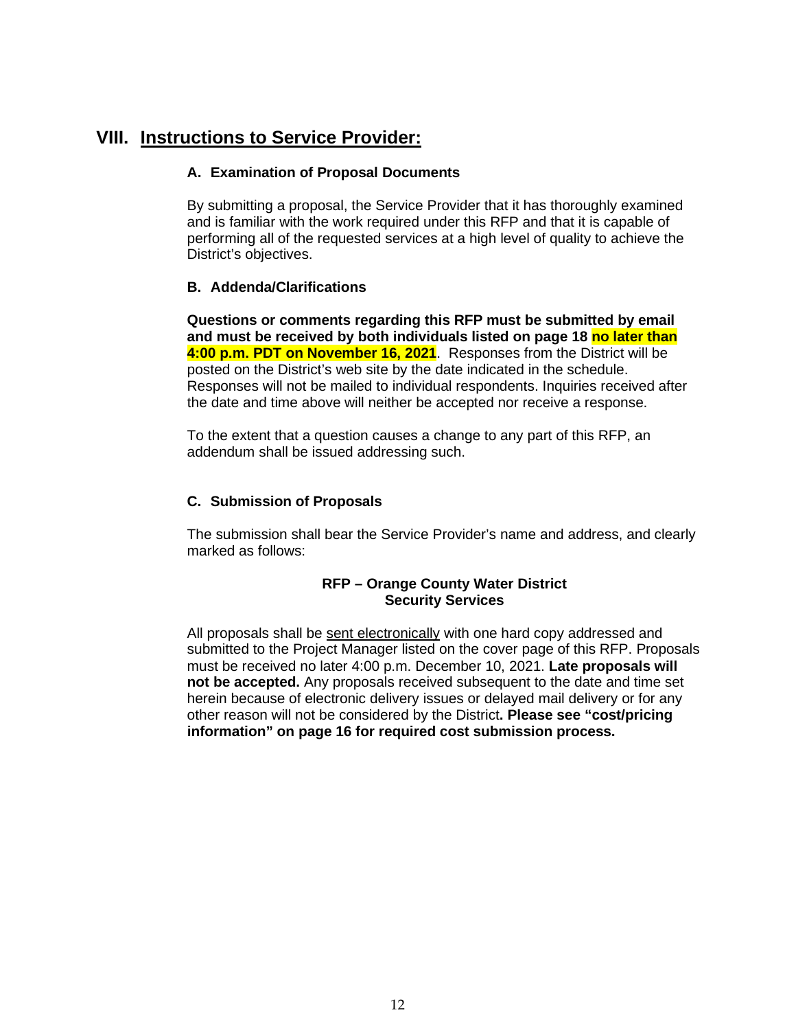## VIII. Instructions to Service Provider:

### A. Examination of Proposal Documents

By submitting a proposal, the Service Provider that it has thoroughly examined and is familiar with the work required under this RFP and that it is capable of performing all of the requested services at a high level of quality to achieve the District's objectives.

### B. Addenda/Clarifications

**Questions or comments regarding this RFP must be submitted by email and must be received by both individuals listed on page 18 no later than 4:00 p.m. PDT on November 16, 2021**. Responses from the District will be posted on the District's web site by the date indicated in the schedule. Responses will not be mailed to individual respondents. Inquiries received after the date and time above will neither be accepted nor receive a response.

To the extent that a question causes a change to any part of this RFP, an addendum shall be issued addressing such.

### C. Submission of Proposals

The submission shall bear the Service Provider's name and address, and clearly marked as follows:

**RFP – Orange County Water District**
**Security Services**

All proposals shall be sent electronically with one hard copy addressed and submitted to the Project Manager listed on the cover page of this RFP. Proposals must be received no later 4:00 p.m. December 10, 2021. **Late proposals will not be accepted.** Any proposals received subsequent to the date and time set herein because of electronic delivery issues or delayed mail delivery or for any other reason will not be considered by the District**. Please see "cost/pricing information" on page 16 for required cost submission process.**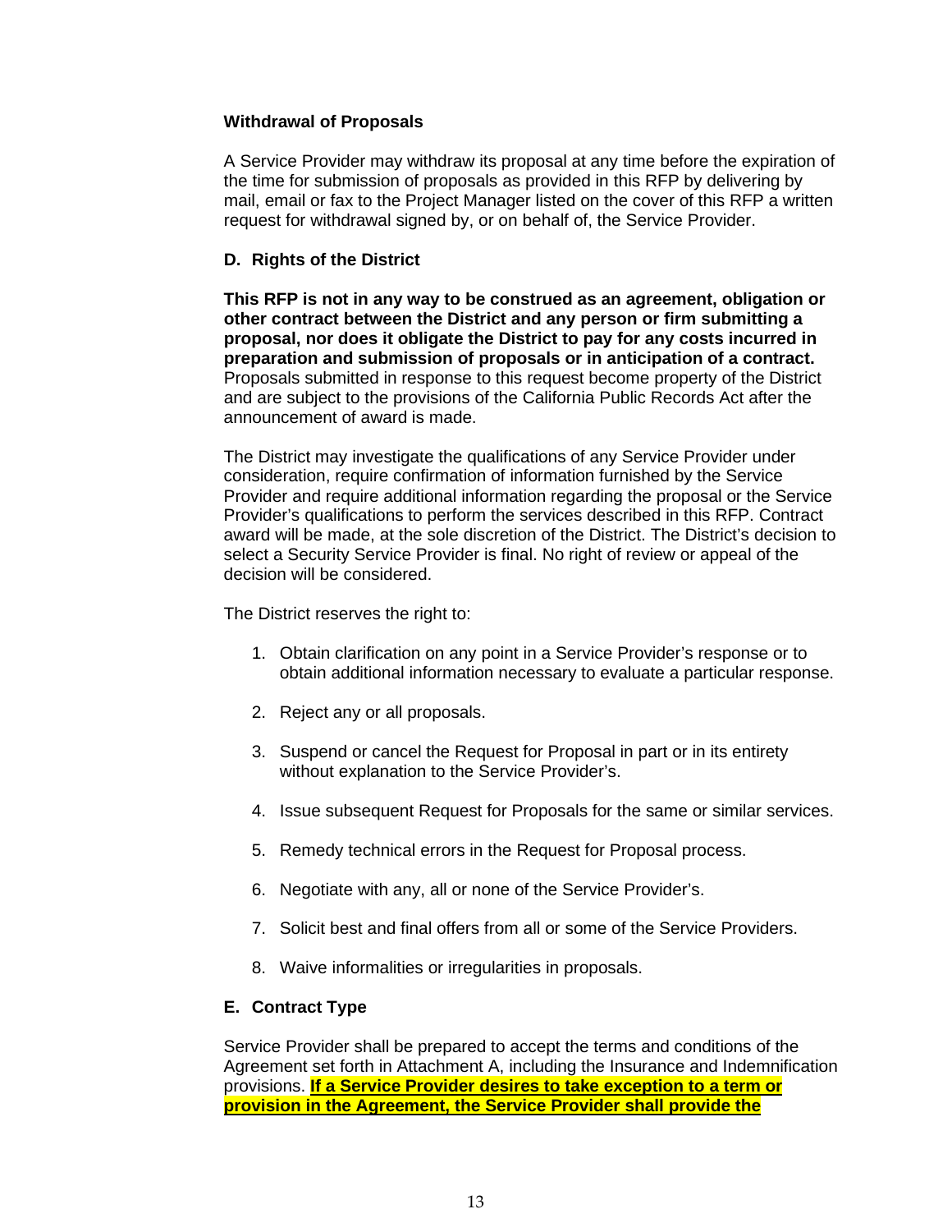**Withdrawal of Proposals**

A Service Provider may withdraw its proposal at any time before the expiration of the time for submission of proposals as provided in this RFP by delivering by mail, email or fax to the Project Manager listed on the cover of this RFP a written request for withdrawal signed by, or on behalf of, the Service Provider.

**D. Rights of the District**

**This RFP is not in any way to be construed as an agreement, obligation or other contract between the District and any person or firm submitting a proposal, nor does it obligate the District to pay for any costs incurred in preparation and submission of proposals or in anticipation of a contract.** Proposals submitted in response to this request become property of the District and are subject to the provisions of the California Public Records Act after the announcement of award is made.

The District may investigate the qualifications of any Service Provider under consideration, require confirmation of information furnished by the Service Provider and require additional information regarding the proposal or the Service Provider's qualifications to perform the services described in this RFP. Contract award will be made, at the sole discretion of the District. The District's decision to select a Security Service Provider is final. No right of review or appeal of the decision will be considered.

The District reserves the right to:

1. Obtain clarification on any point in a Service Provider's response or to obtain additional information necessary to evaluate a particular response.
2. Reject any or all proposals.
3. Suspend or cancel the Request for Proposal in part or in its entirety without explanation to the Service Provider's.
4. Issue subsequent Request for Proposals for the same or similar services.
5. Remedy technical errors in the Request for Proposal process.
6. Negotiate with any, all or none of the Service Provider's.
7. Solicit best and final offers from all or some of the Service Providers.
8. Waive informalities or irregularities in proposals.

**E. Contract Type**

Service Provider shall be prepared to accept the terms and conditions of the Agreement set forth in Attachment A, including the Insurance and Indemnification provisions. **If a Service Provider desires to take exception to a term or provision in the Agreement, the Service Provider shall provide the**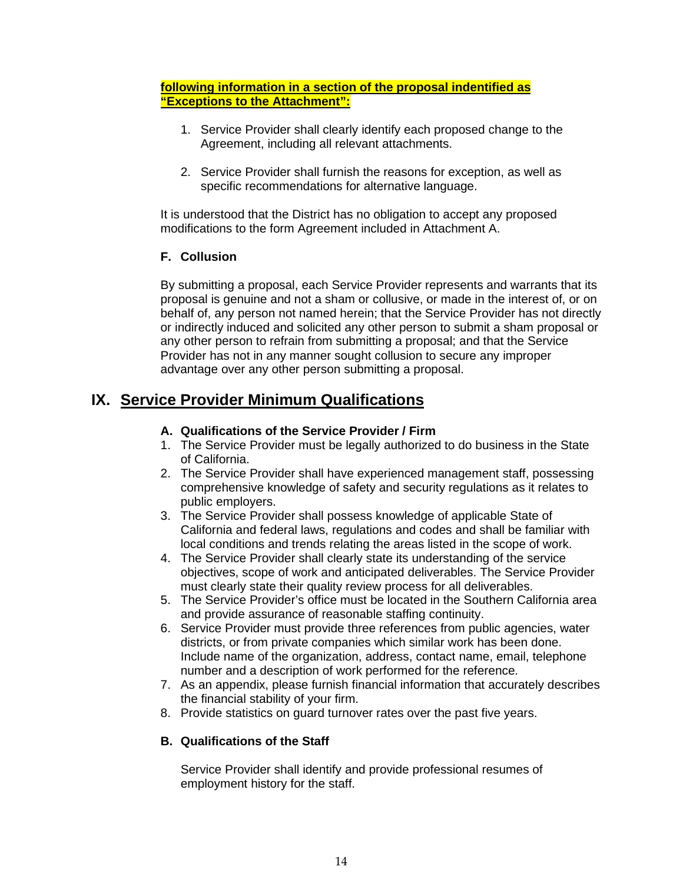**following information in a section of the proposal indentified as "Exceptions to the Attachment":**

1. Service Provider shall clearly identify each proposed change to the Agreement, including all relevant attachments.

2. Service Provider shall furnish the reasons for exception, as well as specific recommendations for alternative language.

It is understood that the District has no obligation to accept any proposed modifications to the form Agreement included in Attachment A.

### F. Collusion

By submitting a proposal, each Service Provider represents and warrants that its proposal is genuine and not a sham or collusive, or made in the interest of, or on behalf of, any person not named herein; that the Service Provider has not directly or indirectly induced and solicited any other person to submit a sham proposal or any other person to refrain from submitting a proposal; and that the Service Provider has not in any manner sought collusion to secure any improper advantage over any other person submitting a proposal.

## IX. Service Provider Minimum Qualifications

### A. Qualifications of the Service Provider / Firm

1. The Service Provider must be legally authorized to do business in the State of California.
2. The Service Provider shall have experienced management staff, possessing comprehensive knowledge of safety and security regulations as it relates to public employers.
3. The Service Provider shall possess knowledge of applicable State of California and federal laws, regulations and codes and shall be familiar with local conditions and trends relating the areas listed in the scope of work.
4. The Service Provider shall clearly state its understanding of the service objectives, scope of work and anticipated deliverables. The Service Provider must clearly state their quality review process for all deliverables.
5. The Service Provider's office must be located in the Southern California area and provide assurance of reasonable staffing continuity.
6. Service Provider must provide three references from public agencies, water districts, or from private companies which similar work has been done. Include name of the organization, address, contact name, email, telephone number and a description of work performed for the reference.
7. As an appendix, please furnish financial information that accurately describes the financial stability of your firm.
8. Provide statistics on guard turnover rates over the past five years.

### B. Qualifications of the Staff

Service Provider shall identify and provide professional resumes of employment history for the staff.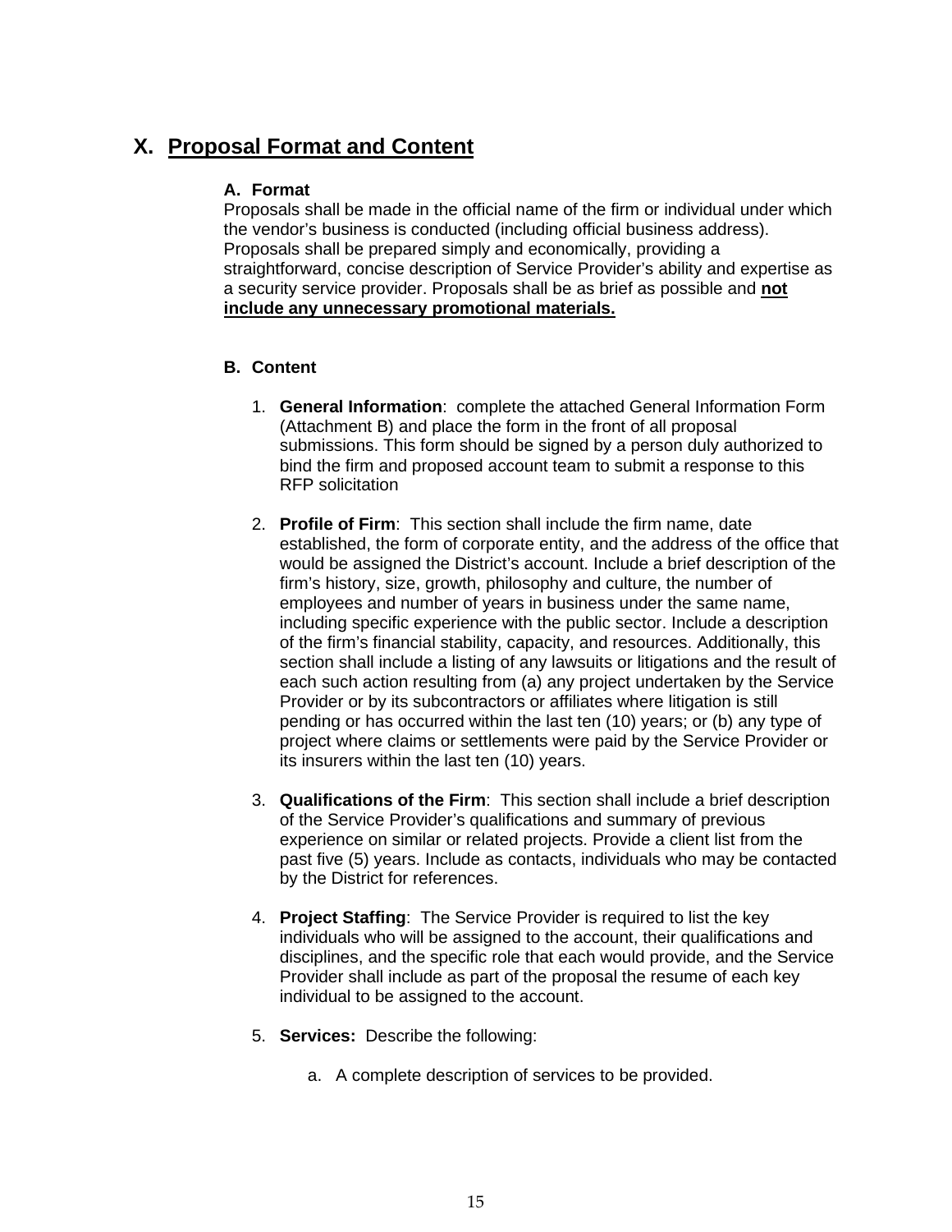# X. Proposal Format and Content

### A. Format

Proposals shall be made in the official name of the firm or individual under which the vendor's business is conducted (including official business address). Proposals shall be prepared simply and economically, providing a straightforward, concise description of Service Provider's ability and expertise as a security service provider. Proposals shall be as brief as possible and **not include any unnecessary promotional materials.**

### B. Content

1. **General Information**: complete the attached General Information Form (Attachment B) and place the form in the front of all proposal submissions. This form should be signed by a person duly authorized to bind the firm and proposed account team to submit a response to this RFP solicitation

2. **Profile of Firm**: This section shall include the firm name, date established, the form of corporate entity, and the address of the office that would be assigned the District's account. Include a brief description of the firm's history, size, growth, philosophy and culture, the number of employees and number of years in business under the same name, including specific experience with the public sector. Include a description of the firm's financial stability, capacity, and resources. Additionally, this section shall include a listing of any lawsuits or litigations and the result of each such action resulting from (a) any project undertaken by the Service Provider or by its subcontractors or affiliates where litigation is still pending or has occurred within the last ten (10) years; or (b) any type of project where claims or settlements were paid by the Service Provider or its insurers within the last ten (10) years.

3. **Qualifications of the Firm**: This section shall include a brief description of the Service Provider's qualifications and summary of previous experience on similar or related projects. Provide a client list from the past five (5) years. Include as contacts, individuals who may be contacted by the District for references.

4. **Project Staffing**: The Service Provider is required to list the key individuals who will be assigned to the account, their qualifications and disciplines, and the specific role that each would provide, and the Service Provider shall include as part of the proposal the resume of each key individual to be assigned to the account.

5. **Services:** Describe the following:

   a. A complete description of services to be provided.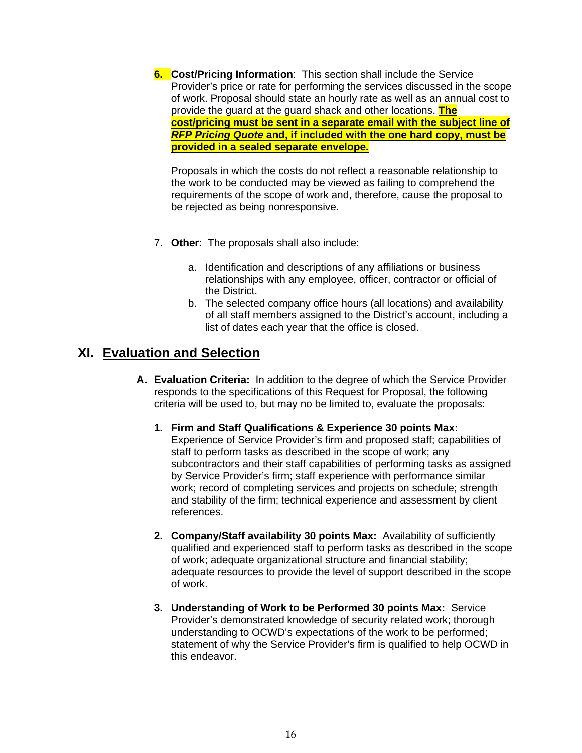6. **Cost/Pricing Information**: This section shall include the Service Provider's price or rate for performing the services discussed in the scope of work. Proposal should state an hourly rate as well as an annual cost to provide the guard at the guard shack and other locations. **The cost/pricing must be sent in a separate email with the subject line of *RFP Pricing Quote* and, if included with the one hard copy, must be provided in a sealed separate envelope.**

   Proposals in which the costs do not reflect a reasonable relationship to the work to be conducted may be viewed as failing to comprehend the requirements of the scope of work and, therefore, cause the proposal to be rejected as being nonresponsive.

7. **Other**: The proposals shall also include:

   a. Identification and descriptions of any affiliations or business relationships with any employee, officer, contractor or official of the District.
   b. The selected company office hours (all locations) and availability of all staff members assigned to the District's account, including a list of dates each year that the office is closed.

## XI. Evaluation and Selection

**A. Evaluation Criteria:** In addition to the degree of which the Service Provider responds to the specifications of this Request for Proposal, the following criteria will be used to, but may no be limited to, evaluate the proposals:

1. **Firm and Staff Qualifications & Experience 30 points Max:** Experience of Service Provider's firm and proposed staff; capabilities of staff to perform tasks as described in the scope of work; any subcontractors and their staff capabilities of performing tasks as assigned by Service Provider's firm; staff experience with performance similar work; record of completing services and projects on schedule; strength and stability of the firm; technical experience and assessment by client references.

2. **Company/Staff availability 30 points Max:** Availability of sufficiently qualified and experienced staff to perform tasks as described in the scope of work; adequate organizational structure and financial stability; adequate resources to provide the level of support described in the scope of work.

3. **Understanding of Work to be Performed 30 points Max:** Service Provider's demonstrated knowledge of security related work; thorough understanding to OCWD's expectations of the work to be performed; statement of why the Service Provider's firm is qualified to help OCWD in this endeavor.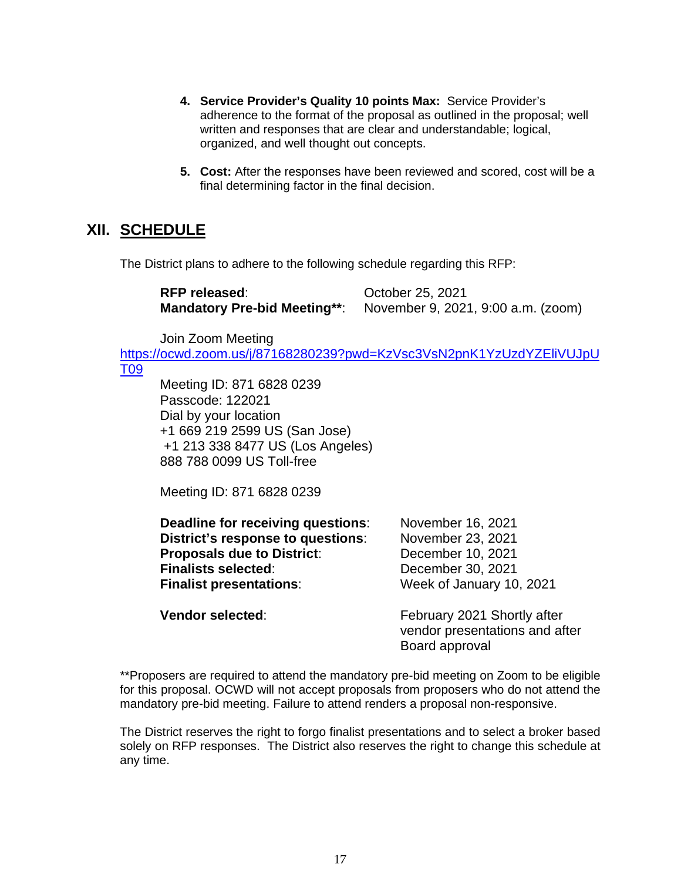4. **Service Provider's Quality 10 points Max:** Service Provider's adherence to the format of the proposal as outlined in the proposal; well written and responses that are clear and understandable; logical, organized, and well thought out concepts.

5. **Cost:** After the responses have been reviewed and scored, cost will be a final determining factor in the final decision.

## XII. SCHEDULE

The District plans to adhere to the following schedule regarding this RFP:

**RFP released**: October 25, 2021
**Mandatory Pre-bid Meeting****: November 9, 2021, 9:00 a.m. (zoom)

Join Zoom Meeting
https://ocwd.zoom.us/j/87168280239?pwd=KzVsc3VsN2pnK1YzUzdYZEliVUJpUT09
Meeting ID: 871 6828 0239
Passcode: 122021
Dial by your location
+1 669 219 2599 US (San Jose)
+1 213 338 8477 US (Los Angeles)
888 788 0099 US Toll-free

Meeting ID: 871 6828 0239

**Deadline for receiving questions**: November 16, 2021
**District's response to questions**: November 23, 2021
**Proposals due to District**: December 10, 2021
**Finalists selected**: December 30, 2021
**Finalist presentations**: Week of January 10, 2021

**Vendor selected**: February 2021 Shortly after vendor presentations and after Board approval

**Proposers are required to attend the mandatory pre-bid meeting on Zoom to be eligible for this proposal. OCWD will not accept proposals from proposers who do not attend the mandatory pre-bid meeting. Failure to attend renders a proposal non-responsive.

The District reserves the right to forgo finalist presentations and to select a broker based solely on RFP responses. The District also reserves the right to change this schedule at any time.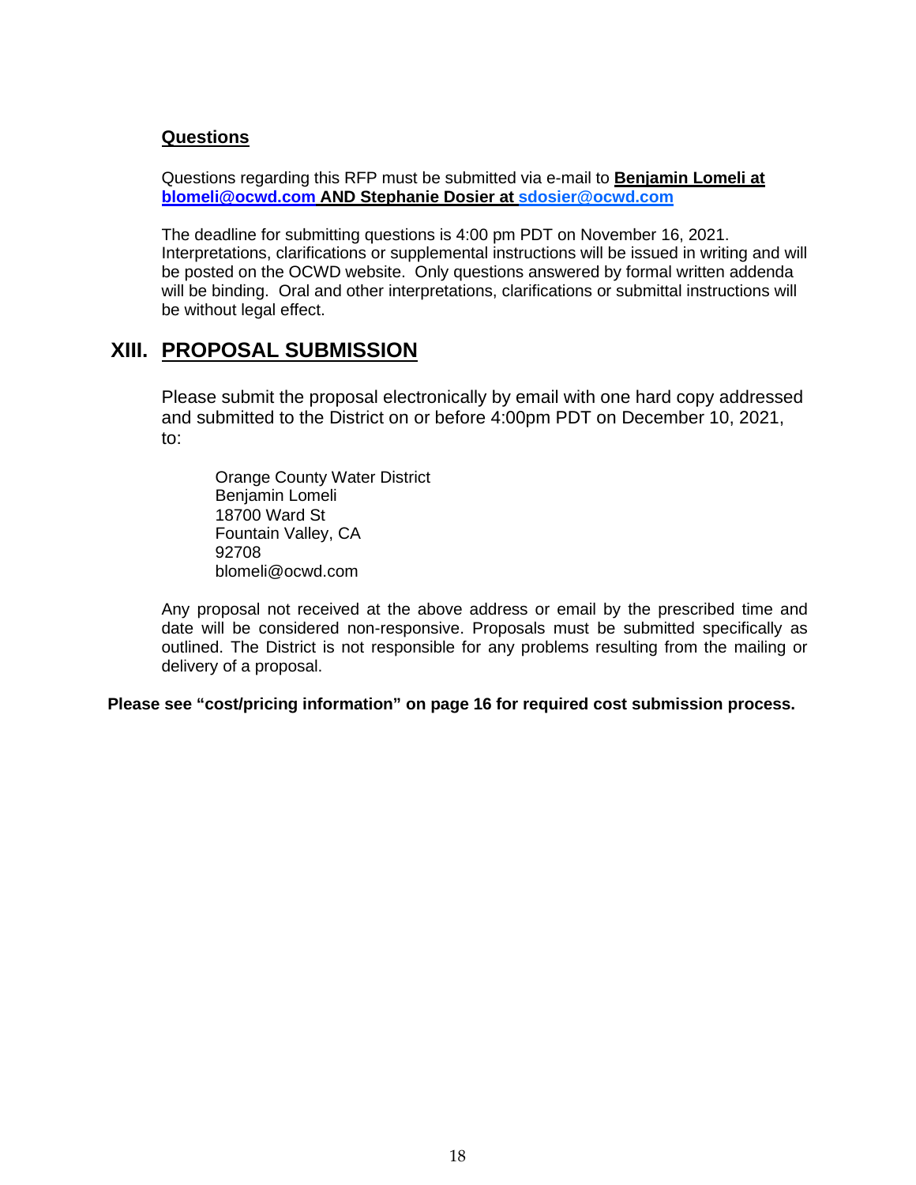### Questions

Questions regarding this RFP must be submitted via e-mail to **Benjamin Lomeli at blomeli@ocwd.com AND Stephanie Dosier at sdosier@ocwd.com**

The deadline for submitting questions is 4:00 pm PDT on November 16, 2021. Interpretations, clarifications or supplemental instructions will be issued in writing and will be posted on the OCWD website. Only questions answered by formal written addenda will be binding. Oral and other interpretations, clarifications or submittal instructions will be without legal effect.

## XIII. PROPOSAL SUBMISSION

Please submit the proposal electronically by email with one hard copy addressed and submitted to the District on or before 4:00pm PDT on December 10, 2021, to:

Orange County Water District
Benjamin Lomeli
18700 Ward St
Fountain Valley, CA
92708
blomeli@ocwd.com

Any proposal not received at the above address or email by the prescribed time and date will be considered non-responsive. Proposals must be submitted specifically as outlined. The District is not responsible for any problems resulting from the mailing or delivery of a proposal.

**Please see "cost/pricing information" on page 16 for required cost submission process.**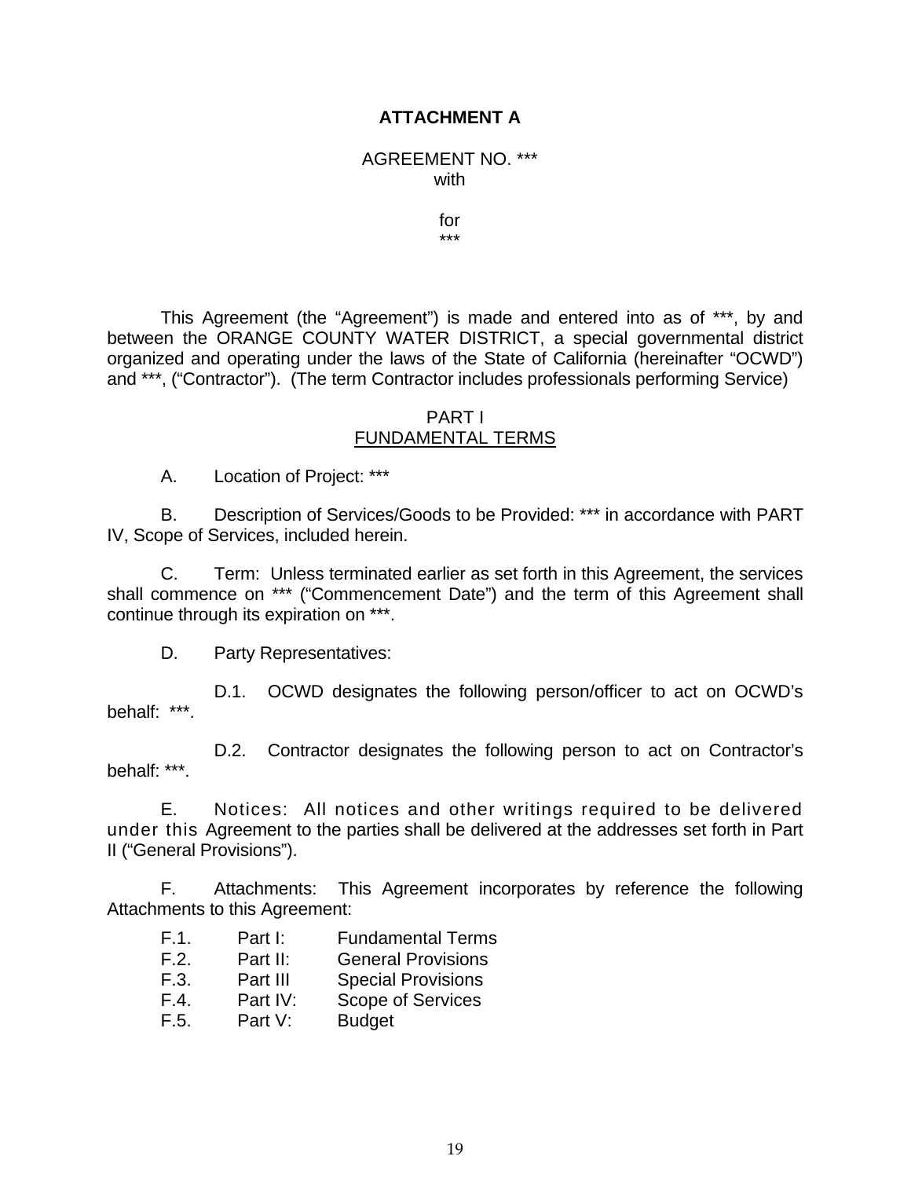**ATTACHMENT A**

AGREEMENT NO. ***
with

for
***

This Agreement (the "Agreement") is made and entered into as of ***, by and between the ORANGE COUNTY WATER DISTRICT, a special governmental district organized and operating under the laws of the State of California (hereinafter "OCWD") and ***, ("Contractor"). (The term Contractor includes professionals performing Service)

PART I
FUNDAMENTAL TERMS

A. Location of Project: ***

B. Description of Services/Goods to be Provided: *** in accordance with PART IV, Scope of Services, included herein.

C. Term: Unless terminated earlier as set forth in this Agreement, the services shall commence on *** ("Commencement Date") and the term of this Agreement shall continue through its expiration on ***.

D. Party Representatives:

D.1. OCWD designates the following person/officer to act on OCWD's behalf: ***.

D.2. Contractor designates the following person to act on Contractor's behalf: ***.

E. Notices: All notices and other writings required to be delivered under this Agreement to the parties shall be delivered at the addresses set forth in Part II ("General Provisions").

F. Attachments: This Agreement incorporates by reference the following Attachments to this Agreement:

F.1. Part I: Fundamental Terms
F.2. Part II: General Provisions
F.3. Part III Special Provisions
F.4. Part IV: Scope of Services
F.5. Part V: Budget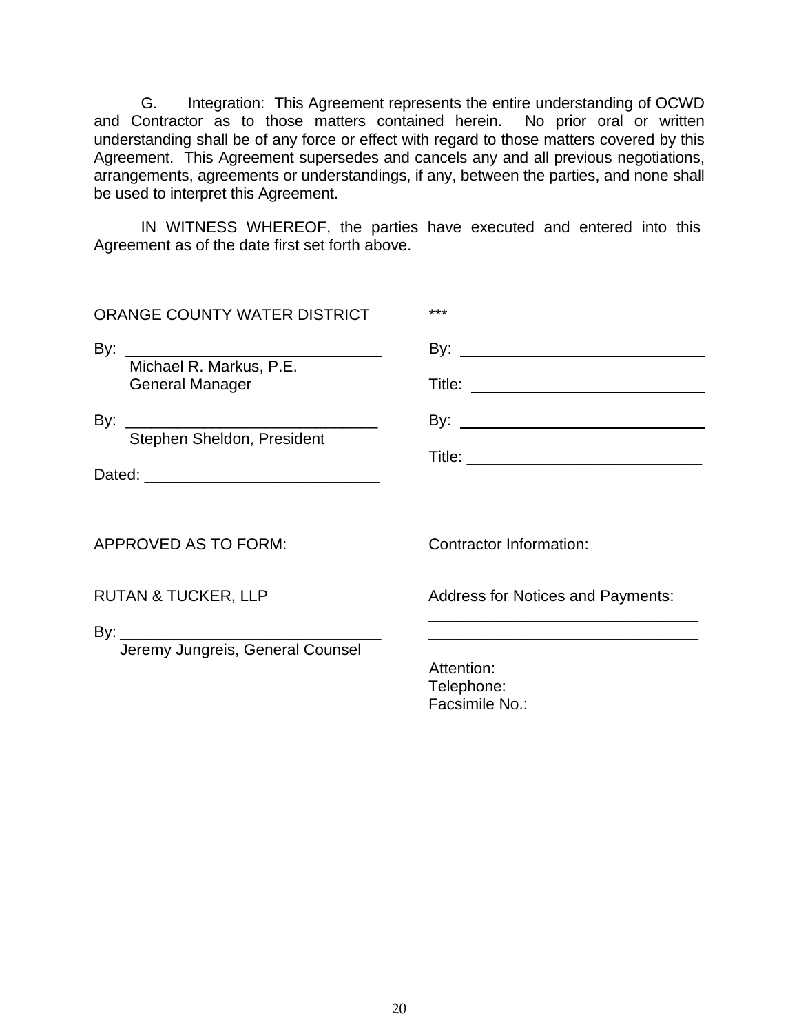G. Integration: This Agreement represents the entire understanding of OCWD and Contractor as to those matters contained herein. No prior oral or written understanding shall be of any force or effect with regard to those matters covered by this Agreement. This Agreement supersedes and cancels any and all previous negotiations, arrangements, agreements or understandings, if any, between the parties, and none shall be used to interpret this Agreement.

IN WITNESS WHEREOF, the parties have executed and entered into this Agreement as of the date first set forth above.

ORANGE COUNTY WATER DISTRICT

By: ______________________________
Michael R. Markus, P.E.
General Manager

By: ______________________________
Stephen Sheldon, President

Dated: ______________________________

***

By: ______________________________

Title: ______________________________

By: ______________________________

Title: ______________________________

APPROVED AS TO FORM:

RUTAN & TUCKER, LLP

By: ______________________________
Jeremy Jungreis, General Counsel

Contractor Information:

Address for Notices and Payments:
______________________________
______________________________

Attention:
Telephone:
Facsimile No.: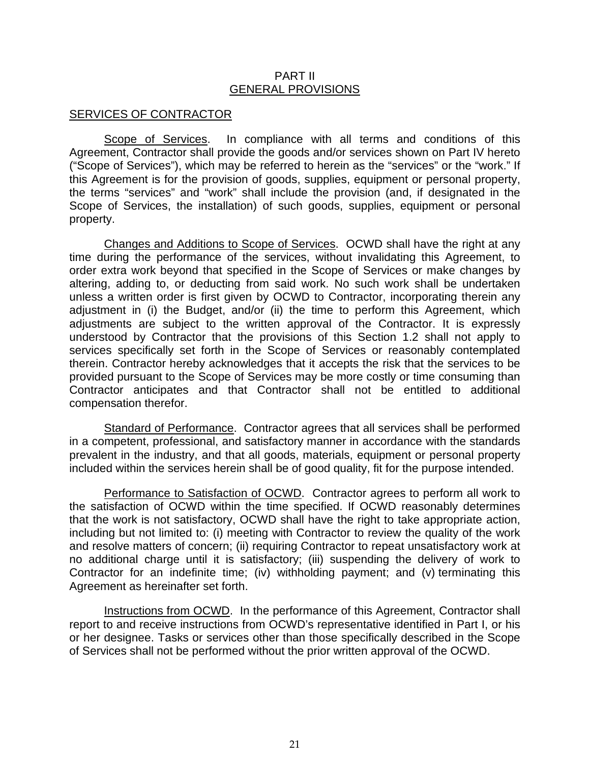# PART II
## GENERAL PROVISIONS

### SERVICES OF CONTRACTOR

Scope of Services. In compliance with all terms and conditions of this Agreement, Contractor shall provide the goods and/or services shown on Part IV hereto ("Scope of Services"), which may be referred to herein as the "services" or the "work." If this Agreement is for the provision of goods, supplies, equipment or personal property, the terms "services" and "work" shall include the provision (and, if designated in the Scope of Services, the installation) of such goods, supplies, equipment or personal property.

Changes and Additions to Scope of Services. OCWD shall have the right at any time during the performance of the services, without invalidating this Agreement, to order extra work beyond that specified in the Scope of Services or make changes by altering, adding to, or deducting from said work. No such work shall be undertaken unless a written order is first given by OCWD to Contractor, incorporating therein any adjustment in (i) the Budget, and/or (ii) the time to perform this Agreement, which adjustments are subject to the written approval of the Contractor. It is expressly understood by Contractor that the provisions of this Section 1.2 shall not apply to services specifically set forth in the Scope of Services or reasonably contemplated therein. Contractor hereby acknowledges that it accepts the risk that the services to be provided pursuant to the Scope of Services may be more costly or time consuming than Contractor anticipates and that Contractor shall not be entitled to additional compensation therefor.

Standard of Performance. Contractor agrees that all services shall be performed in a competent, professional, and satisfactory manner in accordance with the standards prevalent in the industry, and that all goods, materials, equipment or personal property included within the services herein shall be of good quality, fit for the purpose intended.

Performance to Satisfaction of OCWD. Contractor agrees to perform all work to the satisfaction of OCWD within the time specified. If OCWD reasonably determines that the work is not satisfactory, OCWD shall have the right to take appropriate action, including but not limited to: (i) meeting with Contractor to review the quality of the work and resolve matters of concern; (ii) requiring Contractor to repeat unsatisfactory work at no additional charge until it is satisfactory; (iii) suspending the delivery of work to Contractor for an indefinite time; (iv) withholding payment; and (v) terminating this Agreement as hereinafter set forth.

Instructions from OCWD. In the performance of this Agreement, Contractor shall report to and receive instructions from OCWD's representative identified in Part I, or his or her designee. Tasks or services other than those specifically described in the Scope of Services shall not be performed without the prior written approval of the OCWD.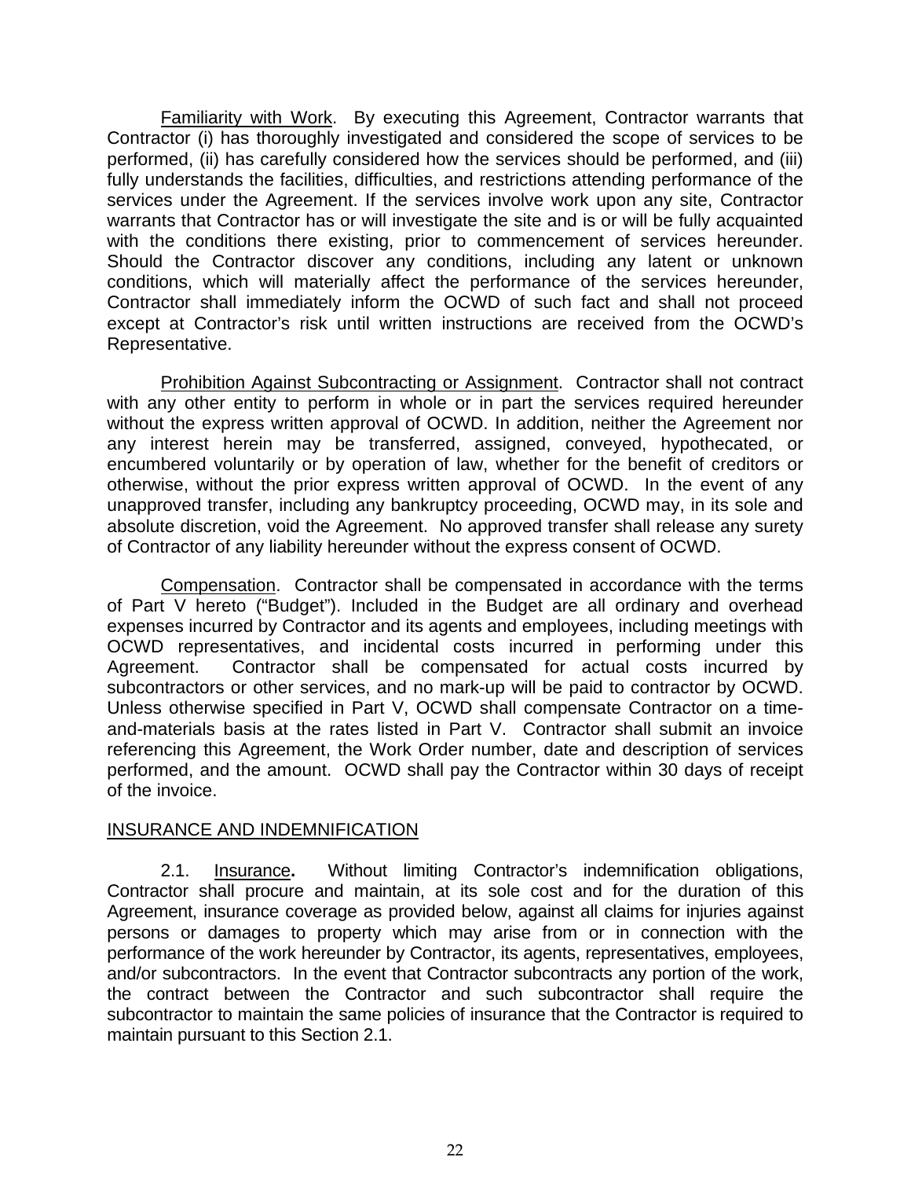Familiarity with Work. By executing this Agreement, Contractor warrants that Contractor (i) has thoroughly investigated and considered the scope of services to be performed, (ii) has carefully considered how the services should be performed, and (iii) fully understands the facilities, difficulties, and restrictions attending performance of the services under the Agreement. If the services involve work upon any site, Contractor warrants that Contractor has or will investigate the site and is or will be fully acquainted with the conditions there existing, prior to commencement of services hereunder. Should the Contractor discover any conditions, including any latent or unknown conditions, which will materially affect the performance of the services hereunder, Contractor shall immediately inform the OCWD of such fact and shall not proceed except at Contractor's risk until written instructions are received from the OCWD's Representative.

Prohibition Against Subcontracting or Assignment. Contractor shall not contract with any other entity to perform in whole or in part the services required hereunder without the express written approval of OCWD. In addition, neither the Agreement nor any interest herein may be transferred, assigned, conveyed, hypothecated, or encumbered voluntarily or by operation of law, whether for the benefit of creditors or otherwise, without the prior express written approval of OCWD. In the event of any unapproved transfer, including any bankruptcy proceeding, OCWD may, in its sole and absolute discretion, void the Agreement. No approved transfer shall release any surety of Contractor of any liability hereunder without the express consent of OCWD.

Compensation. Contractor shall be compensated in accordance with the terms of Part V hereto ("Budget"). Included in the Budget are all ordinary and overhead expenses incurred by Contractor and its agents and employees, including meetings with OCWD representatives, and incidental costs incurred in performing under this Agreement. Contractor shall be compensated for actual costs incurred by subcontractors or other services, and no mark-up will be paid to contractor by OCWD. Unless otherwise specified in Part V, OCWD shall compensate Contractor on a time-and-materials basis at the rates listed in Part V. Contractor shall submit an invoice referencing this Agreement, the Work Order number, date and description of services performed, and the amount. OCWD shall pay the Contractor within 30 days of receipt of the invoice.

## INSURANCE AND INDEMNIFICATION

2.1. **Insurance.** Without limiting Contractor's indemnification obligations, Contractor shall procure and maintain, at its sole cost and for the duration of this Agreement, insurance coverage as provided below, against all claims for injuries against persons or damages to property which may arise from or in connection with the performance of the work hereunder by Contractor, its agents, representatives, employees, and/or subcontractors. In the event that Contractor subcontracts any portion of the work, the contract between the Contractor and such subcontractor shall require the subcontractor to maintain the same policies of insurance that the Contractor is required to maintain pursuant to this Section 2.1.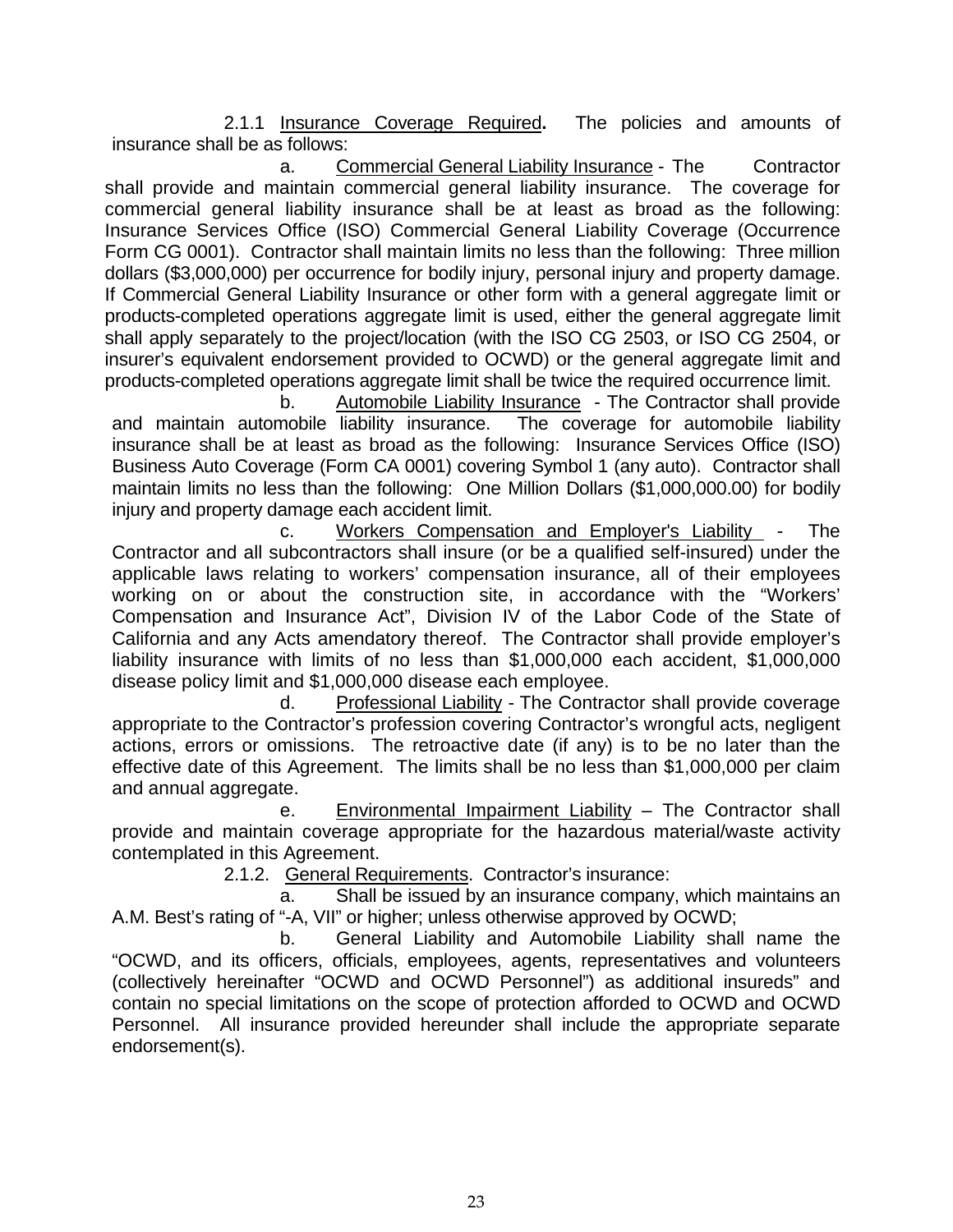2.1.1 Insurance Coverage Required**.** The policies and amounts of insurance shall be as follows:

a. Commercial General Liability Insurance - The Contractor shall provide and maintain commercial general liability insurance. The coverage for commercial general liability insurance shall be at least as broad as the following: Insurance Services Office (ISO) Commercial General Liability Coverage (Occurrence Form CG 0001). Contractor shall maintain limits no less than the following: Three million dollars ($3,000,000) per occurrence for bodily injury, personal injury and property damage. If Commercial General Liability Insurance or other form with a general aggregate limit or products-completed operations aggregate limit is used, either the general aggregate limit shall apply separately to the project/location (with the ISO CG 2503, or ISO CG 2504, or insurer's equivalent endorsement provided to OCWD) or the general aggregate limit and products-completed operations aggregate limit shall be twice the required occurrence limit.

b. Automobile Liability Insurance - The Contractor shall provide and maintain automobile liability insurance. The coverage for automobile liability insurance shall be at least as broad as the following: Insurance Services Office (ISO) Business Auto Coverage (Form CA 0001) covering Symbol 1 (any auto). Contractor shall maintain limits no less than the following: One Million Dollars ($1,000,000.00) for bodily injury and property damage each accident limit.

c. Workers Compensation and Employer's Liability - The Contractor and all subcontractors shall insure (or be a qualified self-insured) under the applicable laws relating to workers' compensation insurance, all of their employees working on or about the construction site, in accordance with the "Workers' Compensation and Insurance Act", Division IV of the Labor Code of the State of California and any Acts amendatory thereof. The Contractor shall provide employer's liability insurance with limits of no less than $1,000,000 each accident, $1,000,000 disease policy limit and $1,000,000 disease each employee.

d. Professional Liability - The Contractor shall provide coverage appropriate to the Contractor's profession covering Contractor's wrongful acts, negligent actions, errors or omissions. The retroactive date (if any) is to be no later than the effective date of this Agreement. The limits shall be no less than $1,000,000 per claim and annual aggregate.

e. Environmental Impairment Liability – The Contractor shall provide and maintain coverage appropriate for the hazardous material/waste activity contemplated in this Agreement.

2.1.2. General Requirements. Contractor's insurance:

a. Shall be issued by an insurance company, which maintains an A.M. Best's rating of "-A, VII" or higher; unless otherwise approved by OCWD;

b. General Liability and Automobile Liability shall name the "OCWD, and its officers, officials, employees, agents, representatives and volunteers (collectively hereinafter "OCWD and OCWD Personnel") as additional insureds" and contain no special limitations on the scope of protection afforded to OCWD and OCWD Personnel. All insurance provided hereunder shall include the appropriate separate endorsement(s).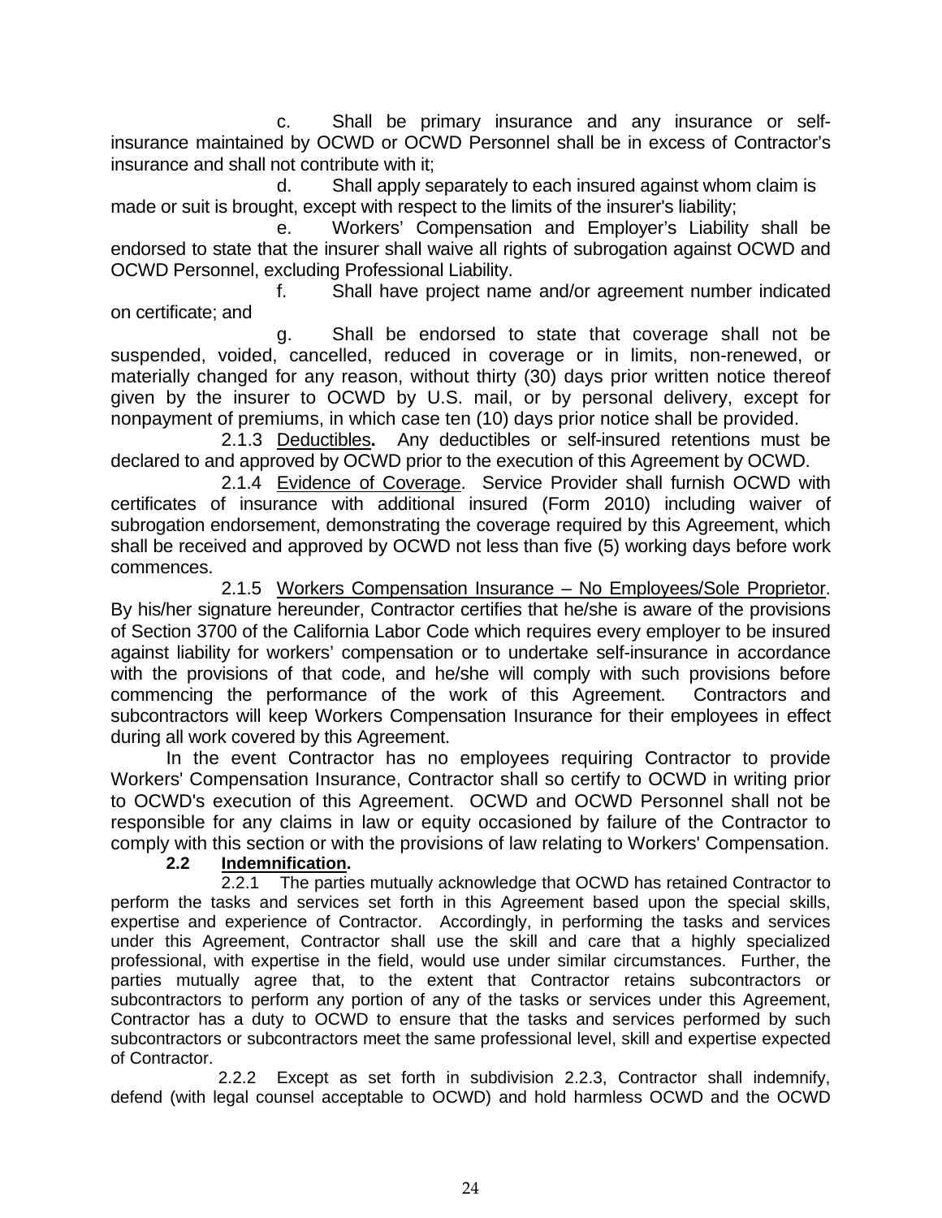c. Shall be primary insurance and any insurance or self-insurance maintained by OCWD or OCWD Personnel shall be in excess of Contractor's insurance and shall not contribute with it;

d. Shall apply separately to each insured against whom claim is made or suit is brought, except with respect to the limits of the insurer's liability;

e. Workers' Compensation and Employer's Liability shall be endorsed to state that the insurer shall waive all rights of subrogation against OCWD and OCWD Personnel, excluding Professional Liability.

f. Shall have project name and/or agreement number indicated on certificate; and

g. Shall be endorsed to state that coverage shall not be suspended, voided, cancelled, reduced in coverage or in limits, non-renewed, or materially changed for any reason, without thirty (30) days prior written notice thereof given by the insurer to OCWD by U.S. mail, or by personal delivery, except for nonpayment of premiums, in which case ten (10) days prior notice shall be provided.

2.1.3 Deductibles**.** Any deductibles or self-insured retentions must be declared to and approved by OCWD prior to the execution of this Agreement by OCWD.

2.1.4 Evidence of Coverage. Service Provider shall furnish OCWD with certificates of insurance with additional insured (Form 2010) including waiver of subrogation endorsement, demonstrating the coverage required by this Agreement, which shall be received and approved by OCWD not less than five (5) working days before work commences.

2.1.5 Workers Compensation Insurance – No Employees/Sole Proprietor. By his/her signature hereunder, Contractor certifies that he/she is aware of the provisions of Section 3700 of the California Labor Code which requires every employer to be insured against liability for workers' compensation or to undertake self-insurance in accordance with the provisions of that code, and he/she will comply with such provisions before commencing the performance of the work of this Agreement. Contractors and subcontractors will keep Workers Compensation Insurance for their employees in effect during all work covered by this Agreement.

In the event Contractor has no employees requiring Contractor to provide Workers' Compensation Insurance, Contractor shall so certify to OCWD in writing prior to OCWD's execution of this Agreement. OCWD and OCWD Personnel shall not be responsible for any claims in law or equity occasioned by failure of the Contractor to comply with this section or with the provisions of law relating to Workers' Compensation.

**2.2 Indemnification.**

2.2.1 The parties mutually acknowledge that OCWD has retained Contractor to perform the tasks and services set forth in this Agreement based upon the special skills, expertise and experience of Contractor. Accordingly, in performing the tasks and services under this Agreement, Contractor shall use the skill and care that a highly specialized professional, with expertise in the field, would use under similar circumstances. Further, the parties mutually agree that, to the extent that Contractor retains subcontractors or subcontractors to perform any portion of any of the tasks or services under this Agreement, Contractor has a duty to OCWD to ensure that the tasks and services performed by such subcontractors or subcontractors meet the same professional level, skill and expertise expected of Contractor.

2.2.2 Except as set forth in subdivision 2.2.3, Contractor shall indemnify, defend (with legal counsel acceptable to OCWD) and hold harmless OCWD and the OCWD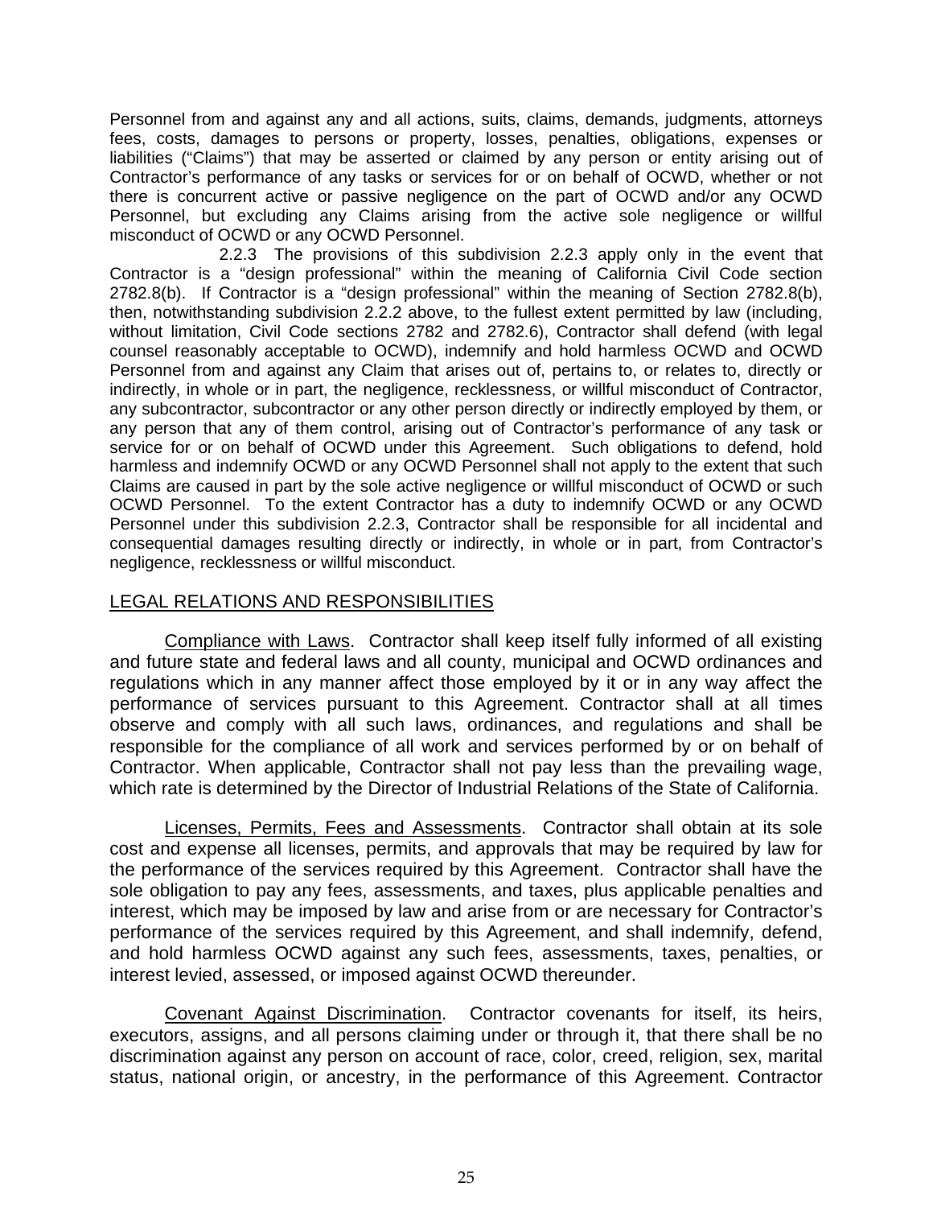Personnel from and against any and all actions, suits, claims, demands, judgments, attorneys fees, costs, damages to persons or property, losses, penalties, obligations, expenses or liabilities ("Claims") that may be asserted or claimed by any person or entity arising out of Contractor's performance of any tasks or services for or on behalf of OCWD, whether or not there is concurrent active or passive negligence on the part of OCWD and/or any OCWD Personnel, but excluding any Claims arising from the active sole negligence or willful misconduct of OCWD or any OCWD Personnel.

2.2.3 The provisions of this subdivision 2.2.3 apply only in the event that Contractor is a "design professional" within the meaning of California Civil Code section 2782.8(b). If Contractor is a "design professional" within the meaning of Section 2782.8(b), then, notwithstanding subdivision 2.2.2 above, to the fullest extent permitted by law (including, without limitation, Civil Code sections 2782 and 2782.6), Contractor shall defend (with legal counsel reasonably acceptable to OCWD), indemnify and hold harmless OCWD and OCWD Personnel from and against any Claim that arises out of, pertains to, or relates to, directly or indirectly, in whole or in part, the negligence, recklessness, or willful misconduct of Contractor, any subcontractor, subcontractor or any other person directly or indirectly employed by them, or any person that any of them control, arising out of Contractor's performance of any task or service for or on behalf of OCWD under this Agreement. Such obligations to defend, hold harmless and indemnify OCWD or any OCWD Personnel shall not apply to the extent that such Claims are caused in part by the sole active negligence or willful misconduct of OCWD or such OCWD Personnel. To the extent Contractor has a duty to indemnify OCWD or any OCWD Personnel under this subdivision 2.2.3, Contractor shall be responsible for all incidental and consequential damages resulting directly or indirectly, in whole or in part, from Contractor's negligence, recklessness or willful misconduct.

## LEGAL RELATIONS AND RESPONSIBILITIES

Compliance with Laws. Contractor shall keep itself fully informed of all existing and future state and federal laws and all county, municipal and OCWD ordinances and regulations which in any manner affect those employed by it or in any way affect the performance of services pursuant to this Agreement. Contractor shall at all times observe and comply with all such laws, ordinances, and regulations and shall be responsible for the compliance of all work and services performed by or on behalf of Contractor. When applicable, Contractor shall not pay less than the prevailing wage, which rate is determined by the Director of Industrial Relations of the State of California.

Licenses, Permits, Fees and Assessments. Contractor shall obtain at its sole cost and expense all licenses, permits, and approvals that may be required by law for the performance of the services required by this Agreement. Contractor shall have the sole obligation to pay any fees, assessments, and taxes, plus applicable penalties and interest, which may be imposed by law and arise from or are necessary for Contractor's performance of the services required by this Agreement, and shall indemnify, defend, and hold harmless OCWD against any such fees, assessments, taxes, penalties, or interest levied, assessed, or imposed against OCWD thereunder.

Covenant Against Discrimination. Contractor covenants for itself, its heirs, executors, assigns, and all persons claiming under or through it, that there shall be no discrimination against any person on account of race, color, creed, religion, sex, marital status, national origin, or ancestry, in the performance of this Agreement. Contractor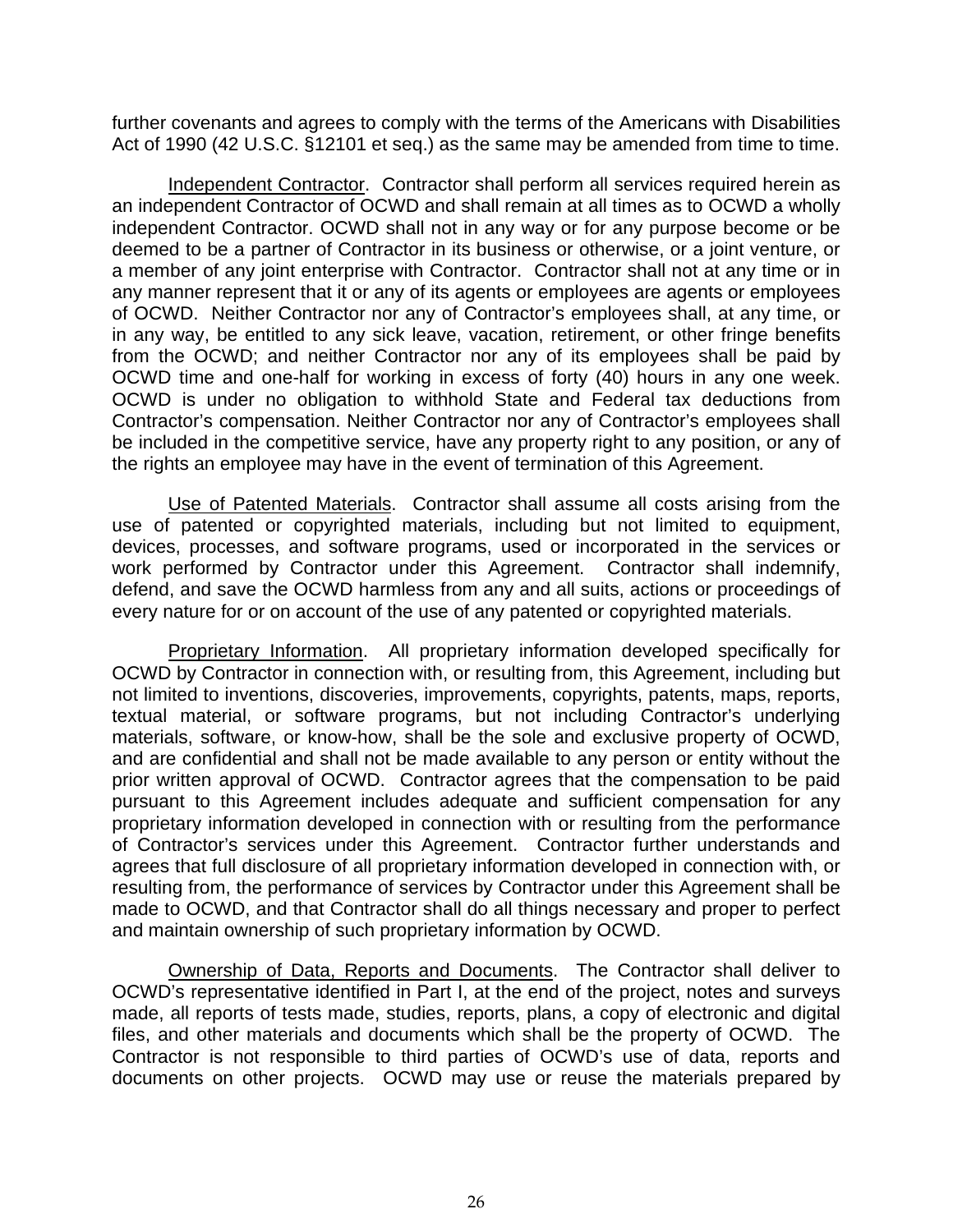further covenants and agrees to comply with the terms of the Americans with Disabilities Act of 1990 (42 U.S.C. §12101 et seq.) as the same may be amended from time to time.

Independent Contractor. Contractor shall perform all services required herein as an independent Contractor of OCWD and shall remain at all times as to OCWD a wholly independent Contractor. OCWD shall not in any way or for any purpose become or be deemed to be a partner of Contractor in its business or otherwise, or a joint venture, or a member of any joint enterprise with Contractor. Contractor shall not at any time or in any manner represent that it or any of its agents or employees are agents or employees of OCWD. Neither Contractor nor any of Contractor's employees shall, at any time, or in any way, be entitled to any sick leave, vacation, retirement, or other fringe benefits from the OCWD; and neither Contractor nor any of its employees shall be paid by OCWD time and one-half for working in excess of forty (40) hours in any one week. OCWD is under no obligation to withhold State and Federal tax deductions from Contractor's compensation. Neither Contractor nor any of Contractor's employees shall be included in the competitive service, have any property right to any position, or any of the rights an employee may have in the event of termination of this Agreement.

Use of Patented Materials. Contractor shall assume all costs arising from the use of patented or copyrighted materials, including but not limited to equipment, devices, processes, and software programs, used or incorporated in the services or work performed by Contractor under this Agreement. Contractor shall indemnify, defend, and save the OCWD harmless from any and all suits, actions or proceedings of every nature for or on account of the use of any patented or copyrighted materials.

Proprietary Information. All proprietary information developed specifically for OCWD by Contractor in connection with, or resulting from, this Agreement, including but not limited to inventions, discoveries, improvements, copyrights, patents, maps, reports, textual material, or software programs, but not including Contractor's underlying materials, software, or know-how, shall be the sole and exclusive property of OCWD, and are confidential and shall not be made available to any person or entity without the prior written approval of OCWD. Contractor agrees that the compensation to be paid pursuant to this Agreement includes adequate and sufficient compensation for any proprietary information developed in connection with or resulting from the performance of Contractor's services under this Agreement. Contractor further understands and agrees that full disclosure of all proprietary information developed in connection with, or resulting from, the performance of services by Contractor under this Agreement shall be made to OCWD, and that Contractor shall do all things necessary and proper to perfect and maintain ownership of such proprietary information by OCWD.

Ownership of Data, Reports and Documents. The Contractor shall deliver to OCWD's representative identified in Part I, at the end of the project, notes and surveys made, all reports of tests made, studies, reports, plans, a copy of electronic and digital files, and other materials and documents which shall be the property of OCWD. The Contractor is not responsible to third parties of OCWD's use of data, reports and documents on other projects. OCWD may use or reuse the materials prepared by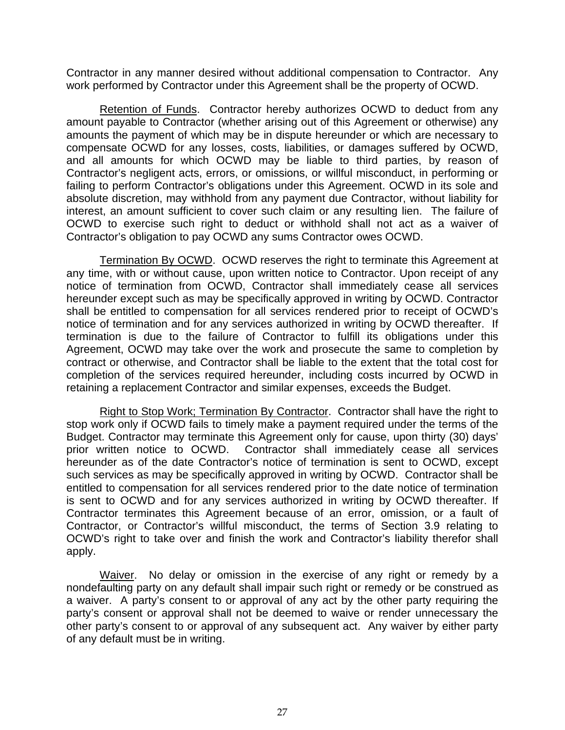Contractor in any manner desired without additional compensation to Contractor. Any work performed by Contractor under this Agreement shall be the property of OCWD.

Retention of Funds. Contractor hereby authorizes OCWD to deduct from any amount payable to Contractor (whether arising out of this Agreement or otherwise) any amounts the payment of which may be in dispute hereunder or which are necessary to compensate OCWD for any losses, costs, liabilities, or damages suffered by OCWD, and all amounts for which OCWD may be liable to third parties, by reason of Contractor's negligent acts, errors, or omissions, or willful misconduct, in performing or failing to perform Contractor's obligations under this Agreement. OCWD in its sole and absolute discretion, may withhold from any payment due Contractor, without liability for interest, an amount sufficient to cover such claim or any resulting lien. The failure of OCWD to exercise such right to deduct or withhold shall not act as a waiver of Contractor's obligation to pay OCWD any sums Contractor owes OCWD.

Termination By OCWD. OCWD reserves the right to terminate this Agreement at any time, with or without cause, upon written notice to Contractor. Upon receipt of any notice of termination from OCWD, Contractor shall immediately cease all services hereunder except such as may be specifically approved in writing by OCWD. Contractor shall be entitled to compensation for all services rendered prior to receipt of OCWD's notice of termination and for any services authorized in writing by OCWD thereafter. If termination is due to the failure of Contractor to fulfill its obligations under this Agreement, OCWD may take over the work and prosecute the same to completion by contract or otherwise, and Contractor shall be liable to the extent that the total cost for completion of the services required hereunder, including costs incurred by OCWD in retaining a replacement Contractor and similar expenses, exceeds the Budget.

Right to Stop Work; Termination By Contractor. Contractor shall have the right to stop work only if OCWD fails to timely make a payment required under the terms of the Budget. Contractor may terminate this Agreement only for cause, upon thirty (30) days' prior written notice to OCWD. Contractor shall immediately cease all services hereunder as of the date Contractor's notice of termination is sent to OCWD, except such services as may be specifically approved in writing by OCWD. Contractor shall be entitled to compensation for all services rendered prior to the date notice of termination is sent to OCWD and for any services authorized in writing by OCWD thereafter. If Contractor terminates this Agreement because of an error, omission, or a fault of Contractor, or Contractor's willful misconduct, the terms of Section 3.9 relating to OCWD's right to take over and finish the work and Contractor's liability therefor shall apply.

Waiver. No delay or omission in the exercise of any right or remedy by a nondefaulting party on any default shall impair such right or remedy or be construed as a waiver. A party's consent to or approval of any act by the other party requiring the party's consent or approval shall not be deemed to waive or render unnecessary the other party's consent to or approval of any subsequent act. Any waiver by either party of any default must be in writing.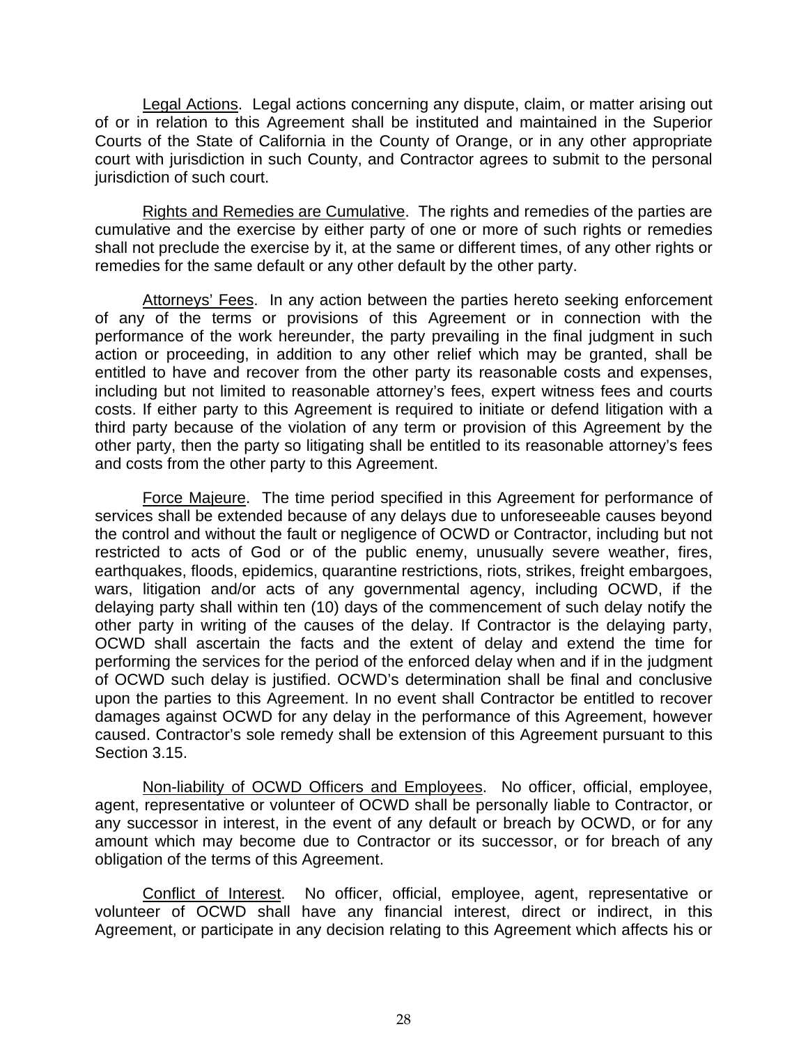Legal Actions. Legal actions concerning any dispute, claim, or matter arising out of or in relation to this Agreement shall be instituted and maintained in the Superior Courts of the State of California in the County of Orange, or in any other appropriate court with jurisdiction in such County, and Contractor agrees to submit to the personal jurisdiction of such court.

Rights and Remedies are Cumulative. The rights and remedies of the parties are cumulative and the exercise by either party of one or more of such rights or remedies shall not preclude the exercise by it, at the same or different times, of any other rights or remedies for the same default or any other default by the other party.

Attorneys' Fees. In any action between the parties hereto seeking enforcement of any of the terms or provisions of this Agreement or in connection with the performance of the work hereunder, the party prevailing in the final judgment in such action or proceeding, in addition to any other relief which may be granted, shall be entitled to have and recover from the other party its reasonable costs and expenses, including but not limited to reasonable attorney's fees, expert witness fees and courts costs. If either party to this Agreement is required to initiate or defend litigation with a third party because of the violation of any term or provision of this Agreement by the other party, then the party so litigating shall be entitled to its reasonable attorney's fees and costs from the other party to this Agreement.

Force Majeure. The time period specified in this Agreement for performance of services shall be extended because of any delays due to unforeseeable causes beyond the control and without the fault or negligence of OCWD or Contractor, including but not restricted to acts of God or of the public enemy, unusually severe weather, fires, earthquakes, floods, epidemics, quarantine restrictions, riots, strikes, freight embargoes, wars, litigation and/or acts of any governmental agency, including OCWD, if the delaying party shall within ten (10) days of the commencement of such delay notify the other party in writing of the causes of the delay. If Contractor is the delaying party, OCWD shall ascertain the facts and the extent of delay and extend the time for performing the services for the period of the enforced delay when and if in the judgment of OCWD such delay is justified. OCWD's determination shall be final and conclusive upon the parties to this Agreement. In no event shall Contractor be entitled to recover damages against OCWD for any delay in the performance of this Agreement, however caused. Contractor's sole remedy shall be extension of this Agreement pursuant to this Section 3.15.

Non-liability of OCWD Officers and Employees. No officer, official, employee, agent, representative or volunteer of OCWD shall be personally liable to Contractor, or any successor in interest, in the event of any default or breach by OCWD, or for any amount which may become due to Contractor or its successor, or for breach of any obligation of the terms of this Agreement.

Conflict of Interest. No officer, official, employee, agent, representative or volunteer of OCWD shall have any financial interest, direct or indirect, in this Agreement, or participate in any decision relating to this Agreement which affects his or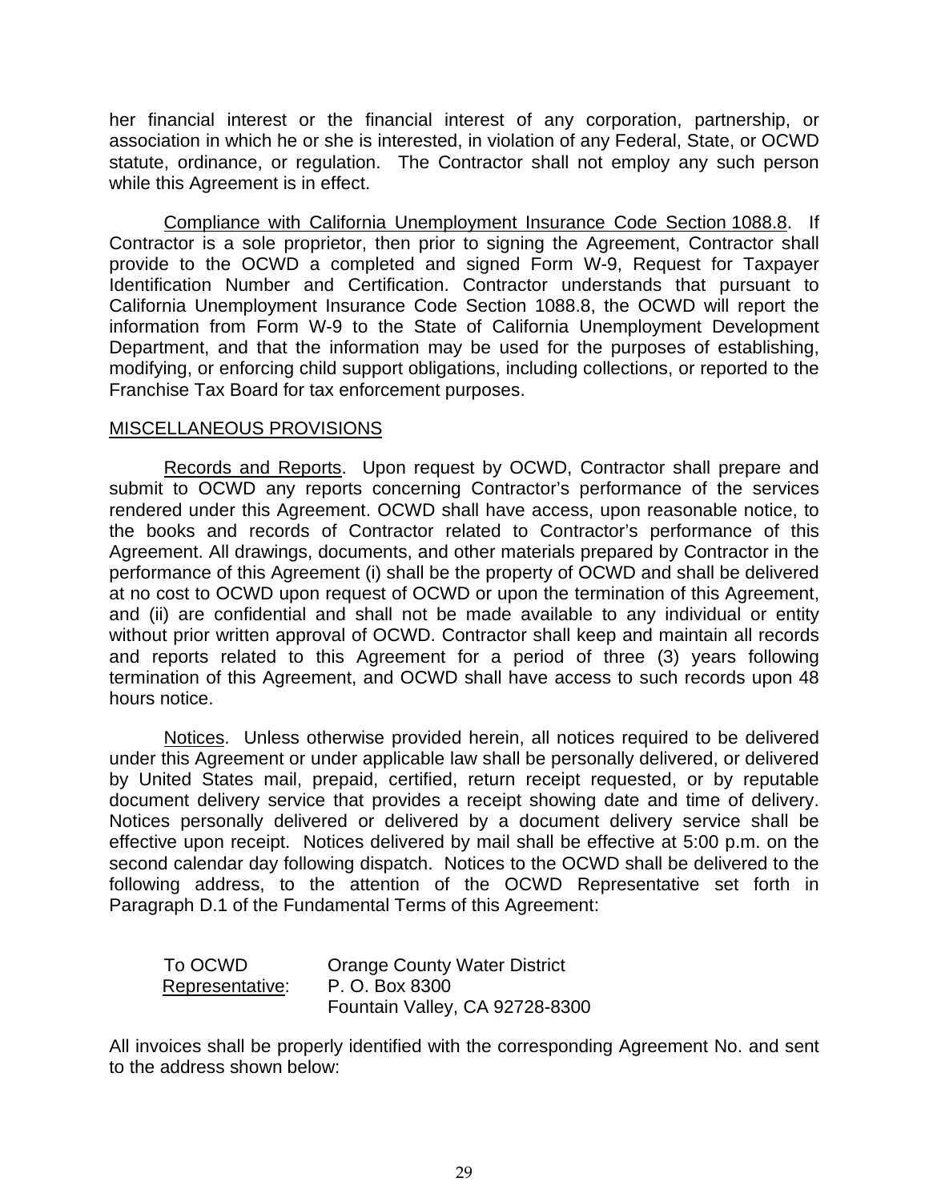her financial interest or the financial interest of any corporation, partnership, or association in which he or she is interested, in violation of any Federal, State, or OCWD statute, ordinance, or regulation. The Contractor shall not employ any such person while this Agreement is in effect.

<u>Compliance with California Unemployment Insurance Code Section 1088.8</u>. If Contractor is a sole proprietor, then prior to signing the Agreement, Contractor shall provide to the OCWD a completed and signed Form W-9, Request for Taxpayer Identification Number and Certification. Contractor understands that pursuant to California Unemployment Insurance Code Section 1088.8, the OCWD will report the information from Form W-9 to the State of California Unemployment Development Department, and that the information may be used for the purposes of establishing, modifying, or enforcing child support obligations, including collections, or reported to the Franchise Tax Board for tax enforcement purposes.

<u>MISCELLANEOUS PROVISIONS</u>

<u>Records and Reports</u>. Upon request by OCWD, Contractor shall prepare and submit to OCWD any reports concerning Contractor's performance of the services rendered under this Agreement. OCWD shall have access, upon reasonable notice, to the books and records of Contractor related to Contractor's performance of this Agreement. All drawings, documents, and other materials prepared by Contractor in the performance of this Agreement (i) shall be the property of OCWD and shall be delivered at no cost to OCWD upon request of OCWD or upon the termination of this Agreement, and (ii) are confidential and shall not be made available to any individual or entity without prior written approval of OCWD. Contractor shall keep and maintain all records and reports related to this Agreement for a period of three (3) years following termination of this Agreement, and OCWD shall have access to such records upon 48 hours notice.

<u>Notices</u>. Unless otherwise provided herein, all notices required to be delivered under this Agreement or under applicable law shall be personally delivered, or delivered by United States mail, prepaid, certified, return receipt requested, or by reputable document delivery service that provides a receipt showing date and time of delivery. Notices personally delivered or delivered by a document delivery service shall be effective upon receipt. Notices delivered by mail shall be effective at 5:00 p.m. on the second calendar day following dispatch. Notices to the OCWD shall be delivered to the following address, to the attention of the OCWD Representative set forth in Paragraph D.1 of the Fundamental Terms of this Agreement:

To OCWD
<u>Representative</u>:

Orange County Water District
P. O. Box 8300
Fountain Valley, CA 92728-8300

All invoices shall be properly identified with the corresponding Agreement No. and sent to the address shown below: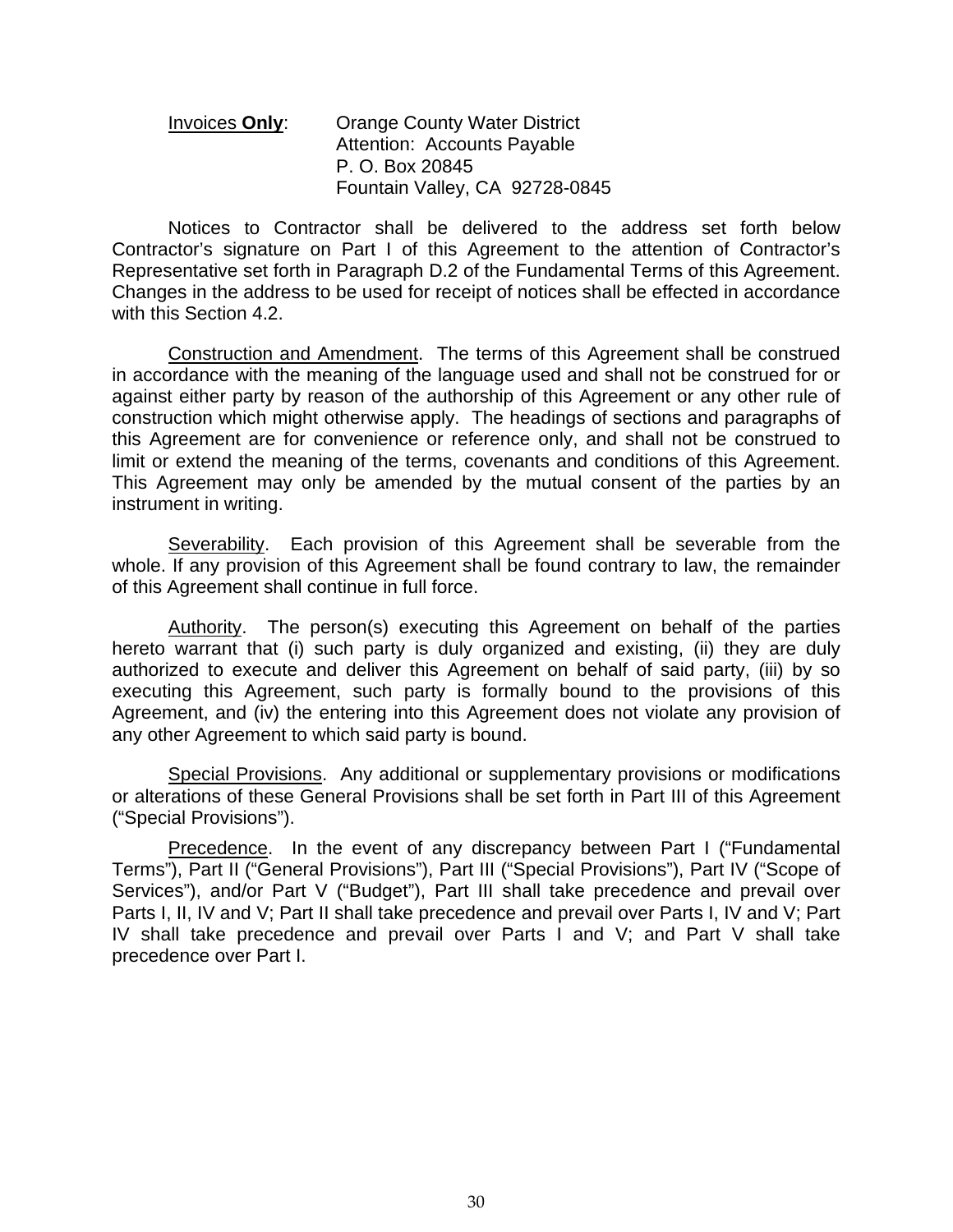Invoices **Only**: Orange County Water District
Attention: Accounts Payable
P. O. Box 20845
Fountain Valley, CA 92728-0845

Notices to Contractor shall be delivered to the address set forth below Contractor's signature on Part I of this Agreement to the attention of Contractor's Representative set forth in Paragraph D.2 of the Fundamental Terms of this Agreement. Changes in the address to be used for receipt of notices shall be effected in accordance with this Section 4.2.

Construction and Amendment. The terms of this Agreement shall be construed in accordance with the meaning of the language used and shall not be construed for or against either party by reason of the authorship of this Agreement or any other rule of construction which might otherwise apply. The headings of sections and paragraphs of this Agreement are for convenience or reference only, and shall not be construed to limit or extend the meaning of the terms, covenants and conditions of this Agreement. This Agreement may only be amended by the mutual consent of the parties by an instrument in writing.

Severability. Each provision of this Agreement shall be severable from the whole. If any provision of this Agreement shall be found contrary to law, the remainder of this Agreement shall continue in full force.

Authority. The person(s) executing this Agreement on behalf of the parties hereto warrant that (i) such party is duly organized and existing, (ii) they are duly authorized to execute and deliver this Agreement on behalf of said party, (iii) by so executing this Agreement, such party is formally bound to the provisions of this Agreement, and (iv) the entering into this Agreement does not violate any provision of any other Agreement to which said party is bound.

Special Provisions. Any additional or supplementary provisions or modifications or alterations of these General Provisions shall be set forth in Part III of this Agreement ("Special Provisions").

Precedence. In the event of any discrepancy between Part I ("Fundamental Terms"), Part II ("General Provisions"), Part III ("Special Provisions"), Part IV ("Scope of Services"), and/or Part V ("Budget"), Part III shall take precedence and prevail over Parts I, II, IV and V; Part II shall take precedence and prevail over Parts I, IV and V; Part IV shall take precedence and prevail over Parts I and V; and Part V shall take precedence over Part I.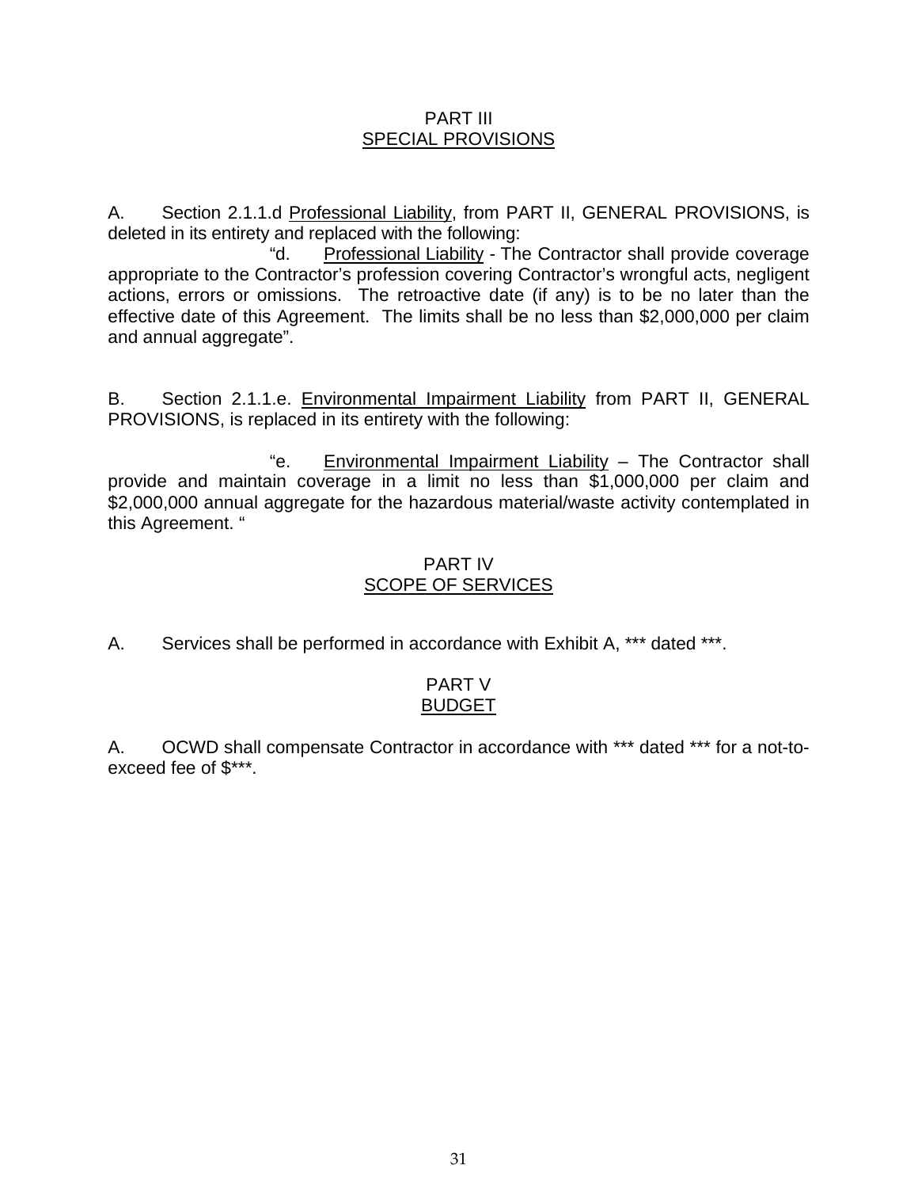# PART III
## SPECIAL PROVISIONS

A. Section 2.1.1.d Professional Liability, from PART II, GENERAL PROVISIONS, is deleted in its entirety and replaced with the following:

"d. Professional Liability - The Contractor shall provide coverage appropriate to the Contractor's profession covering Contractor's wrongful acts, negligent actions, errors or omissions. The retroactive date (if any) is to be no later than the effective date of this Agreement. The limits shall be no less than $2,000,000 per claim and annual aggregate".

B. Section 2.1.1.e. Environmental Impairment Liability from PART II, GENERAL PROVISIONS, is replaced in its entirety with the following:

"e. Environmental Impairment Liability – The Contractor shall provide and maintain coverage in a limit no less than $1,000,000 per claim and $2,000,000 annual aggregate for the hazardous material/waste activity contemplated in this Agreement. "

# PART IV
## SCOPE OF SERVICES

A. Services shall be performed in accordance with Exhibit A, *** dated ***.

# PART V
## BUDGET

A. OCWD shall compensate Contractor in accordance with *** dated *** for a not-to-exceed fee of $***.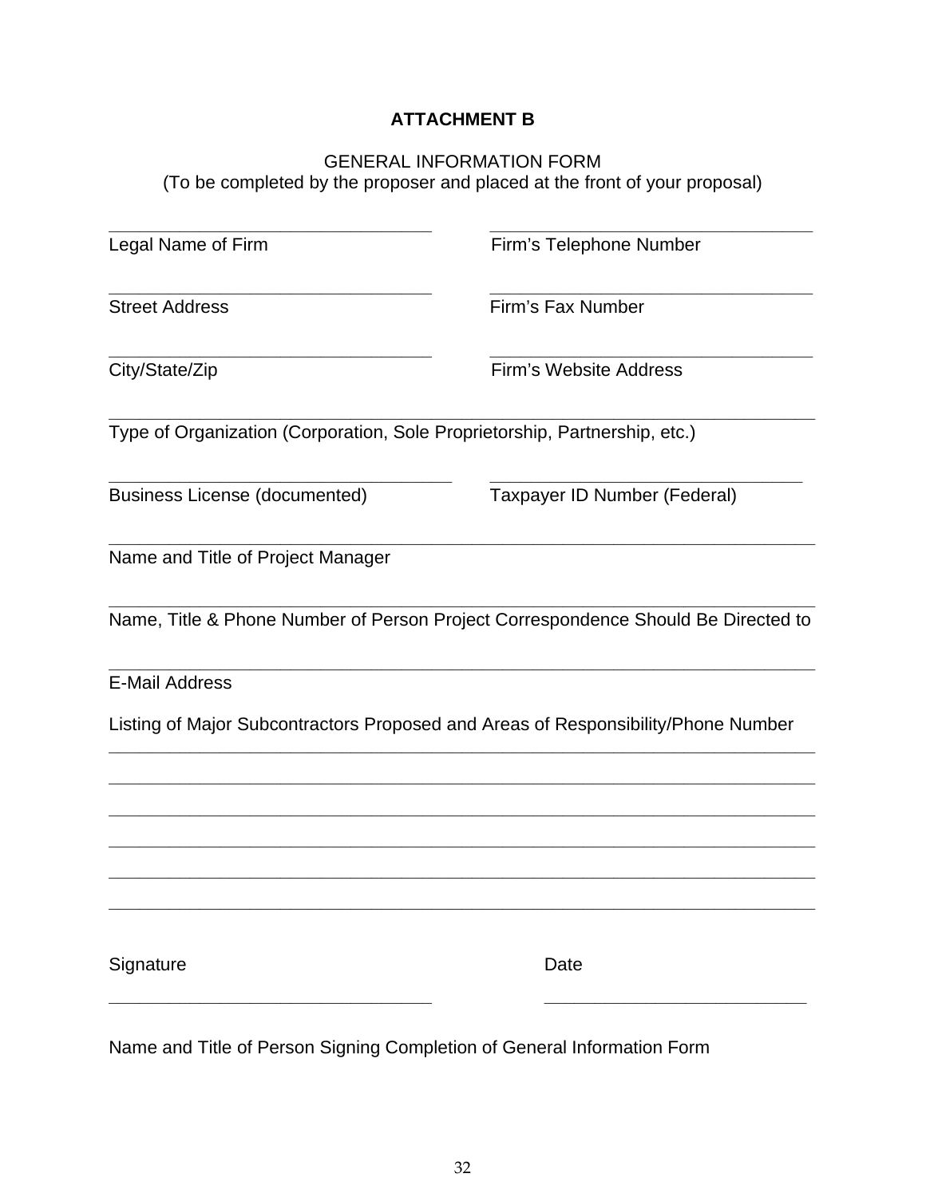**ATTACHMENT B**

GENERAL INFORMATION FORM
(To be completed by the proposer and placed at the front of your proposal)

| | |
|---|---|
| _________________________________ | _________________________________ |
| Legal Name of Firm | Firm's Telephone Number |
| _________________________________ | _________________________________ |
| Street Address | Firm's Fax Number |
| _________________________________ | _________________________________ |
| City/State/Zip | Firm's Website Address |

________________________________________________________________________
Type of Organization (Corporation, Sole Proprietorship, Partnership, etc.)

| | |
|---|---|
| _________________________________ | _________________________________ |
| Business License (documented) | Taxpayer ID Number (Federal) |

________________________________________________________________________
Name and Title of Project Manager

________________________________________________________________________
Name, Title & Phone Number of Person Project Correspondence Should Be Directed to

________________________________________________________________________
E-Mail Address

Listing of Major Subcontractors Proposed and Areas of Responsibility/Phone Number
________________________________________________________________________
________________________________________________________________________
________________________________________________________________________
________________________________________________________________________
________________________________________________________________________
________________________________________________________________________

| | |
|---|---|
| Signature | Date |
| _________________________________ | ___________________________ |

Name and Title of Person Signing Completion of General Information Form